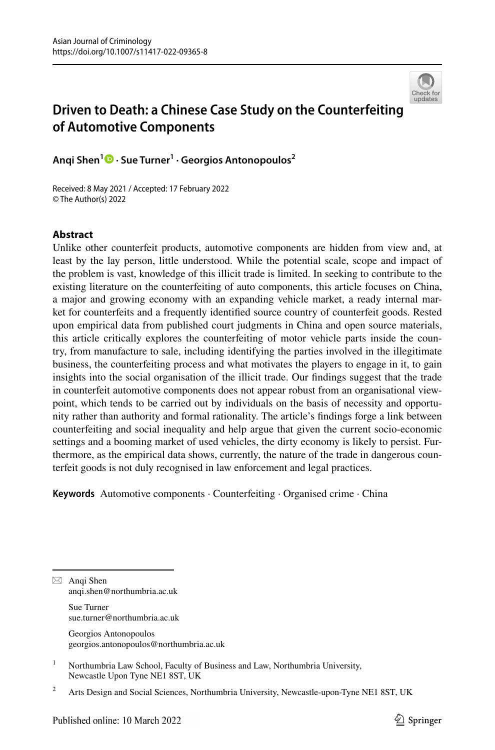# Driven to Death: a Chinese Case Study on the Counterfeiting of Automotive Components

**Anqi Shen[1] · Sue Turner[1] · Georgios Antonopoulos[2]**

Received: 8 May 2021 / Accepted: 17 February 2022
© The Author(s) 2022

## Abstract

Unlike other counterfeit products, automotive components are hidden from view and, at least by the lay person, little understood. While the potential scale, scope and impact of the problem is vast, knowledge of this illicit trade is limited. In seeking to contribute to the existing literature on the counterfeiting of auto components, this article focuses on China, a major and growing economy with an expanding vehicle market, a ready internal market for counterfeits and a frequently identified source country of counterfeit goods. Rested upon empirical data from published court judgments in China and open source materials, this article critically explores the counterfeiting of motor vehicle parts inside the country, from manufacture to sale, including identifying the parties involved in the illegitimate business, the counterfeiting process and what motivates the players to engage in it, to gain insights into the social organisation of the illicit trade. Our findings suggest that the trade in counterfeit automotive components does not appear robust from an organisational viewpoint, which tends to be carried out by individuals on the basis of necessity and opportunity rather than authority and formal rationality. The article's findings forge a link between counterfeiting and social inequality and help argue that given the current socio-economic settings and a booming market of used vehicles, the dirty economy is likely to persist. Furthermore, as the empirical data shows, currently, the nature of the trade in dangerous counterfeit goods is not duly recognised in law enforcement and legal practices.

**Keywords** Automotive components · Counterfeiting · Organised crime · China

---

✉ Anqi Shen
anqi.shen@northumbria.ac.uk

Sue Turner
sue.turner@northumbria.ac.uk

Georgios Antonopoulos
georgios.antonopoulos@northumbria.ac.uk

[1] Northumbria Law School, Faculty of Business and Law, Northumbria University, Newcastle Upon Tyne NE1 8ST, UK

[2] Arts Design and Social Sciences, Northumbria University, Newcastle-upon-Tyne NE1 8ST, UK

Published online: 10 March 2022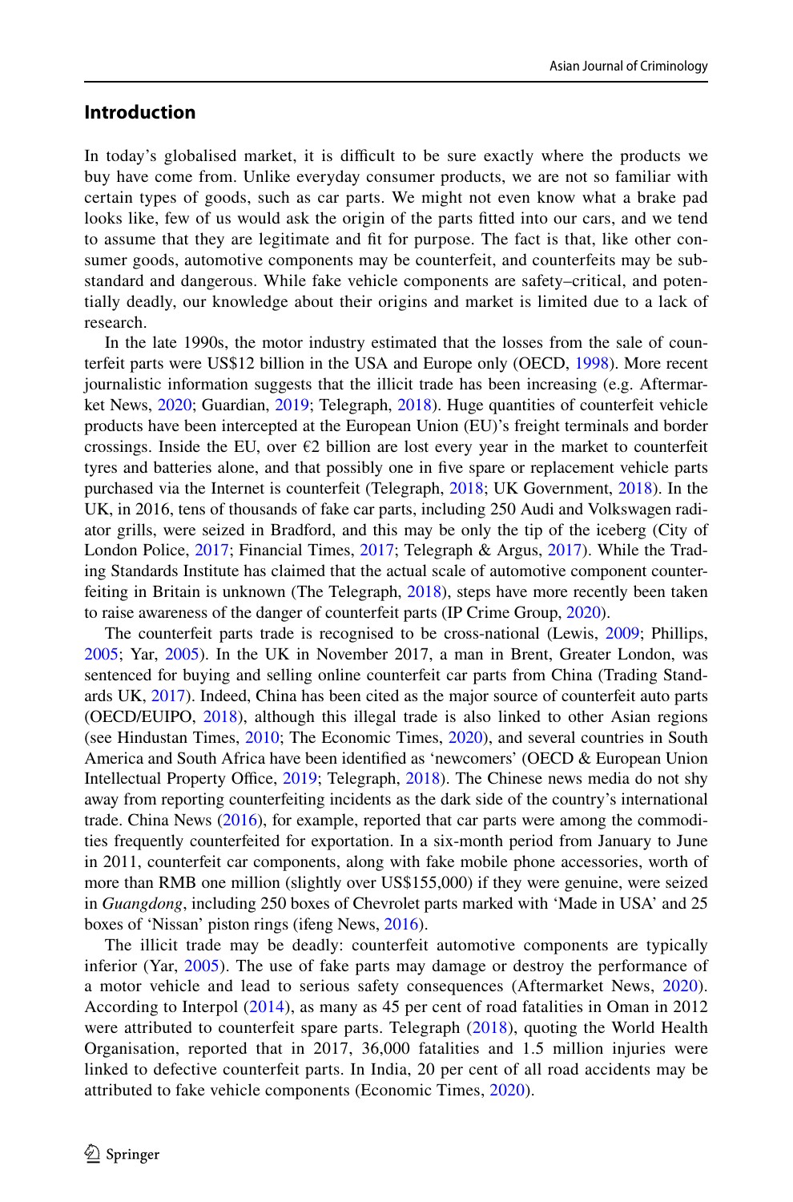## Introduction

In today's globalised market, it is difficult to be sure exactly where the products we buy have come from. Unlike everyday consumer products, we are not so familiar with certain types of goods, such as car parts. We might not even know what a brake pad looks like, few of us would ask the origin of the parts fitted into our cars, and we tend to assume that they are legitimate and fit for purpose. The fact is that, like other consumer goods, automotive components may be counterfeit, and counterfeits may be substandard and dangerous. While fake vehicle components are safety–critical, and potentially deadly, our knowledge about their origins and market is limited due to a lack of research.

In the late 1990s, the motor industry estimated that the losses from the sale of counterfeit parts were US$12 billion in the USA and Europe only (OECD, 1998). More recent journalistic information suggests that the illicit trade has been increasing (e.g. Aftermarket News, 2020; Guardian, 2019; Telegraph, 2018). Huge quantities of counterfeit vehicle products have been intercepted at the European Union (EU)'s freight terminals and border crossings. Inside the EU, over €2 billion are lost every year in the market to counterfeit tyres and batteries alone, and that possibly one in five spare or replacement vehicle parts purchased via the Internet is counterfeit (Telegraph, 2018; UK Government, 2018). In the UK, in 2016, tens of thousands of fake car parts, including 250 Audi and Volkswagen radiator grills, were seized in Bradford, and this may be only the tip of the iceberg (City of London Police, 2017; Financial Times, 2017; Telegraph & Argus, 2017). While the Trading Standards Institute has claimed that the actual scale of automotive component counterfeiting in Britain is unknown (The Telegraph, 2018), steps have more recently been taken to raise awareness of the danger of counterfeit parts (IP Crime Group, 2020).

The counterfeit parts trade is recognised to be cross-national (Lewis, 2009; Phillips, 2005; Yar, 2005). In the UK in November 2017, a man in Brent, Greater London, was sentenced for buying and selling online counterfeit car parts from China (Trading Standards UK, 2017). Indeed, China has been cited as the major source of counterfeit auto parts (OECD/EUIPO, 2018), although this illegal trade is also linked to other Asian regions (see Hindustan Times, 2010; The Economic Times, 2020), and several countries in South America and South Africa have been identified as 'newcomers' (OECD & European Union Intellectual Property Office, 2019; Telegraph, 2018). The Chinese news media do not shy away from reporting counterfeiting incidents as the dark side of the country's international trade. China News (2016), for example, reported that car parts were among the commodities frequently counterfeited for exportation. In a six-month period from January to June in 2011, counterfeit car components, along with fake mobile phone accessories, worth of more than RMB one million (slightly over US$155,000) if they were genuine, were seized in *Guangdong*, including 250 boxes of Chevrolet parts marked with 'Made in USA' and 25 boxes of 'Nissan' piston rings (ifeng News, 2016).

The illicit trade may be deadly: counterfeit automotive components are typically inferior (Yar, 2005). The use of fake parts may damage or destroy the performance of a motor vehicle and lead to serious safety consequences (Aftermarket News, 2020). According to Interpol (2014), as many as 45 per cent of road fatalities in Oman in 2012 were attributed to counterfeit spare parts. Telegraph (2018), quoting the World Health Organisation, reported that in 2017, 36,000 fatalities and 1.5 million injuries were linked to defective counterfeit parts. In India, 20 per cent of all road accidents may be attributed to fake vehicle components (Economic Times, 2020).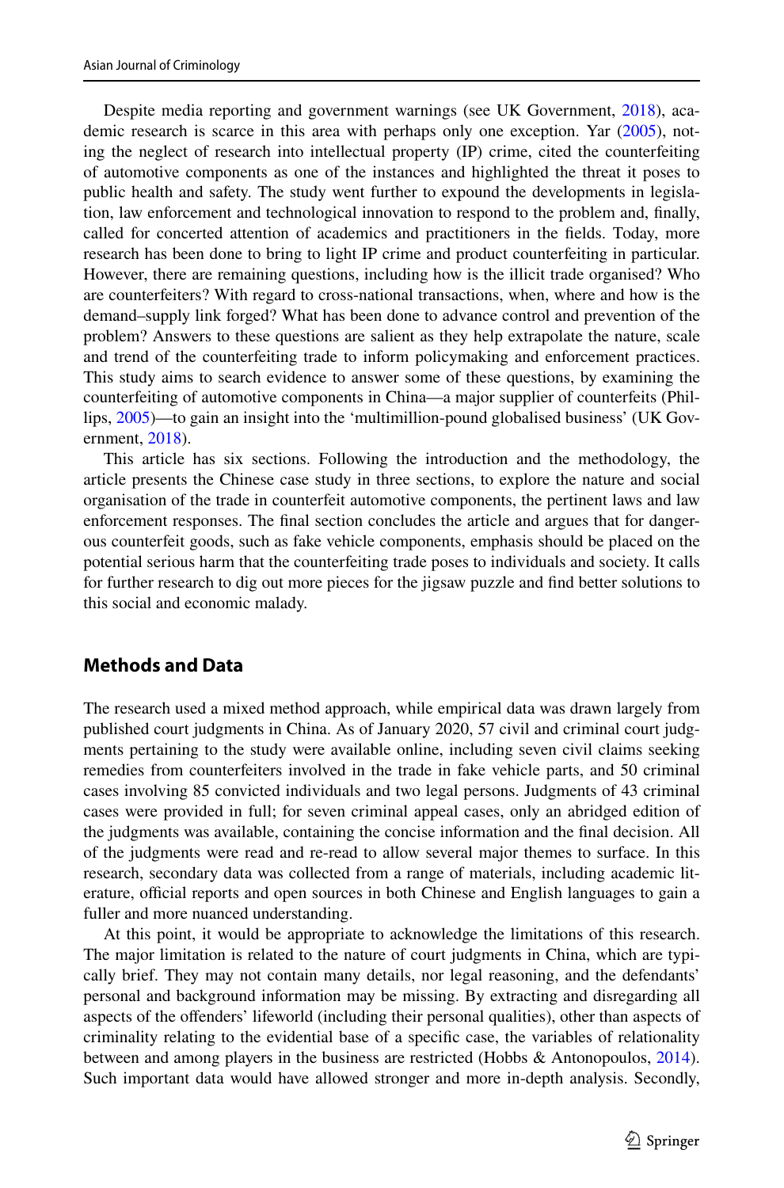Despite media reporting and government warnings (see UK Government, 2018), academic research is scarce in this area with perhaps only one exception. Yar (2005), noting the neglect of research into intellectual property (IP) crime, cited the counterfeiting of automotive components as one of the instances and highlighted the threat it poses to public health and safety. The study went further to expound the developments in legislation, law enforcement and technological innovation to respond to the problem and, finally, called for concerted attention of academics and practitioners in the fields. Today, more research has been done to bring to light IP crime and product counterfeiting in particular. However, there are remaining questions, including how is the illicit trade organised? Who are counterfeiters? With regard to cross-national transactions, when, where and how is the demand–supply link forged? What has been done to advance control and prevention of the problem? Answers to these questions are salient as they help extrapolate the nature, scale and trend of the counterfeiting trade to inform policymaking and enforcement practices. This study aims to search evidence to answer some of these questions, by examining the counterfeiting of automotive components in China—a major supplier of counterfeits (Phillips, 2005)—to gain an insight into the 'multimillion-pound globalised business' (UK Government, 2018).

This article has six sections. Following the introduction and the methodology, the article presents the Chinese case study in three sections, to explore the nature and social organisation of the trade in counterfeit automotive components, the pertinent laws and law enforcement responses. The final section concludes the article and argues that for dangerous counterfeit goods, such as fake vehicle components, emphasis should be placed on the potential serious harm that the counterfeiting trade poses to individuals and society. It calls for further research to dig out more pieces for the jigsaw puzzle and find better solutions to this social and economic malady.

## Methods and Data

The research used a mixed method approach, while empirical data was drawn largely from published court judgments in China. As of January 2020, 57 civil and criminal court judgments pertaining to the study were available online, including seven civil claims seeking remedies from counterfeiters involved in the trade in fake vehicle parts, and 50 criminal cases involving 85 convicted individuals and two legal persons. Judgments of 43 criminal cases were provided in full; for seven criminal appeal cases, only an abridged edition of the judgments was available, containing the concise information and the final decision. All of the judgments were read and re-read to allow several major themes to surface. In this research, secondary data was collected from a range of materials, including academic literature, official reports and open sources in both Chinese and English languages to gain a fuller and more nuanced understanding.

At this point, it would be appropriate to acknowledge the limitations of this research. The major limitation is related to the nature of court judgments in China, which are typically brief. They may not contain many details, nor legal reasoning, and the defendants' personal and background information may be missing. By extracting and disregarding all aspects of the offenders' lifeworld (including their personal qualities), other than aspects of criminality relating to the evidential base of a specific case, the variables of relationality between and among players in the business are restricted (Hobbs & Antonopoulos, 2014). Such important data would have allowed stronger and more in-depth analysis. Secondly,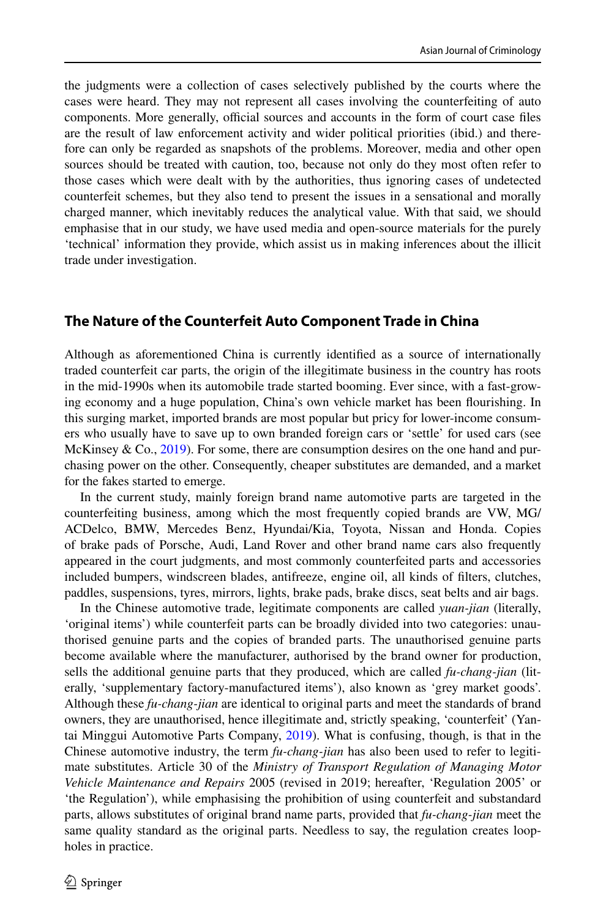the judgments were a collection of cases selectively published by the courts where the cases were heard. They may not represent all cases involving the counterfeiting of auto components. More generally, official sources and accounts in the form of court case files are the result of law enforcement activity and wider political priorities (ibid.) and therefore can only be regarded as snapshots of the problems. Moreover, media and other open sources should be treated with caution, too, because not only do they most often refer to those cases which were dealt with by the authorities, thus ignoring cases of undetected counterfeit schemes, but they also tend to present the issues in a sensational and morally charged manner, which inevitably reduces the analytical value. With that said, we should emphasise that in our study, we have used media and open-source materials for the purely 'technical' information they provide, which assist us in making inferences about the illicit trade under investigation.

## The Nature of the Counterfeit Auto Component Trade in China

Although as aforementioned China is currently identified as a source of internationally traded counterfeit car parts, the origin of the illegitimate business in the country has roots in the mid-1990s when its automobile trade started booming. Ever since, with a fast-growing economy and a huge population, China's own vehicle market has been flourishing. In this surging market, imported brands are most popular but pricy for lower-income consumers who usually have to save up to own branded foreign cars or 'settle' for used cars (see McKinsey & Co., 2019). For some, there are consumption desires on the one hand and purchasing power on the other. Consequently, cheaper substitutes are demanded, and a market for the fakes started to emerge.

In the current study, mainly foreign brand name automotive parts are targeted in the counterfeiting business, among which the most frequently copied brands are VW, MG/ACDelco, BMW, Mercedes Benz, Hyundai/Kia, Toyota, Nissan and Honda. Copies of brake pads of Porsche, Audi, Land Rover and other brand name cars also frequently appeared in the court judgments, and most commonly counterfeited parts and accessories included bumpers, windscreen blades, antifreeze, engine oil, all kinds of filters, clutches, paddles, suspensions, tyres, mirrors, lights, brake pads, brake discs, seat belts and air bags.

In the Chinese automotive trade, legitimate components are called *yuan-jian* (literally, 'original items') while counterfeit parts can be broadly divided into two categories: unauthorised genuine parts and the copies of branded parts. The unauthorised genuine parts become available where the manufacturer, authorised by the brand owner for production, sells the additional genuine parts that they produced, which are called *fu-chang-jian* (literally, 'supplementary factory-manufactured items'), also known as 'grey market goods'. Although these *fu-chang-jian* are identical to original parts and meet the standards of brand owners, they are unauthorised, hence illegitimate and, strictly speaking, 'counterfeit' (Yantai Minggui Automotive Parts Company, 2019). What is confusing, though, is that in the Chinese automotive industry, the term *fu-chang-jian* has also been used to refer to legitimate substitutes. Article 30 of the *Ministry of Transport Regulation of Managing Motor Vehicle Maintenance and Repairs* 2005 (revised in 2019; hereafter, 'Regulation 2005' or 'the Regulation'), while emphasising the prohibition of using counterfeit and substandard parts, allows substitutes of original brand name parts, provided that *fu-chang-jian* meet the same quality standard as the original parts. Needless to say, the regulation creates loopholes in practice.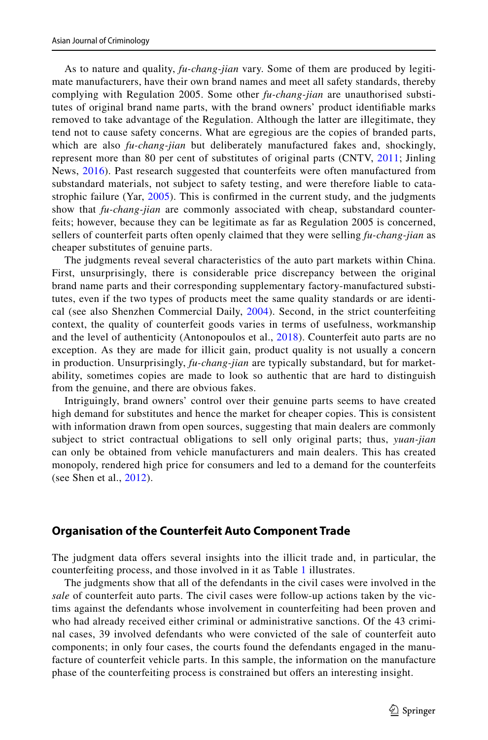As to nature and quality, *fu-chang-jian* vary. Some of them are produced by legitimate manufacturers, have their own brand names and meet all safety standards, thereby complying with Regulation 2005. Some other *fu-chang-jian* are unauthorised substitutes of original brand name parts, with the brand owners' product identifiable marks removed to take advantage of the Regulation. Although the latter are illegitimate, they tend not to cause safety concerns. What are egregious are the copies of branded parts, which are also *fu-chang-jian* but deliberately manufactured fakes and, shockingly, represent more than 80 per cent of substitutes of original parts (CNTV, 2011; Jinling News, 2016). Past research suggested that counterfeits were often manufactured from substandard materials, not subject to safety testing, and were therefore liable to catastrophic failure (Yar, 2005). This is confirmed in the current study, and the judgments show that *fu-chang-jian* are commonly associated with cheap, substandard counterfeits; however, because they can be legitimate as far as Regulation 2005 is concerned, sellers of counterfeit parts often openly claimed that they were selling *fu-chang-jian* as cheaper substitutes of genuine parts.

The judgments reveal several characteristics of the auto part markets within China. First, unsurprisingly, there is considerable price discrepancy between the original brand name parts and their corresponding supplementary factory-manufactured substitutes, even if the two types of products meet the same quality standards or are identical (see also Shenzhen Commercial Daily, 2004). Second, in the strict counterfeiting context, the quality of counterfeit goods varies in terms of usefulness, workmanship and the level of authenticity (Antonopoulos et al., 2018). Counterfeit auto parts are no exception. As they are made for illicit gain, product quality is not usually a concern in production. Unsurprisingly, *fu-chang-jian* are typically substandard, but for marketability, sometimes copies are made to look so authentic that are hard to distinguish from the genuine, and there are obvious fakes.

Intriguingly, brand owners' control over their genuine parts seems to have created high demand for substitutes and hence the market for cheaper copies. This is consistent with information drawn from open sources, suggesting that main dealers are commonly subject to strict contractual obligations to sell only original parts; thus, *yuan-jian* can only be obtained from vehicle manufacturers and main dealers. This has created monopoly, rendered high price for consumers and led to a demand for the counterfeits (see Shen et al., 2012).

## Organisation of the Counterfeit Auto Component Trade

The judgment data offers several insights into the illicit trade and, in particular, the counterfeiting process, and those involved in it as Table 1 illustrates.

The judgments show that all of the defendants in the civil cases were involved in the *sale* of counterfeit auto parts. The civil cases were follow-up actions taken by the victims against the defendants whose involvement in counterfeiting had been proven and who had already received either criminal or administrative sanctions. Of the 43 criminal cases, 39 involved defendants who were convicted of the sale of counterfeit auto components; in only four cases, the courts found the defendants engaged in the manufacture of counterfeit vehicle parts. In this sample, the information on the manufacture phase of the counterfeiting process is constrained but offers an interesting insight.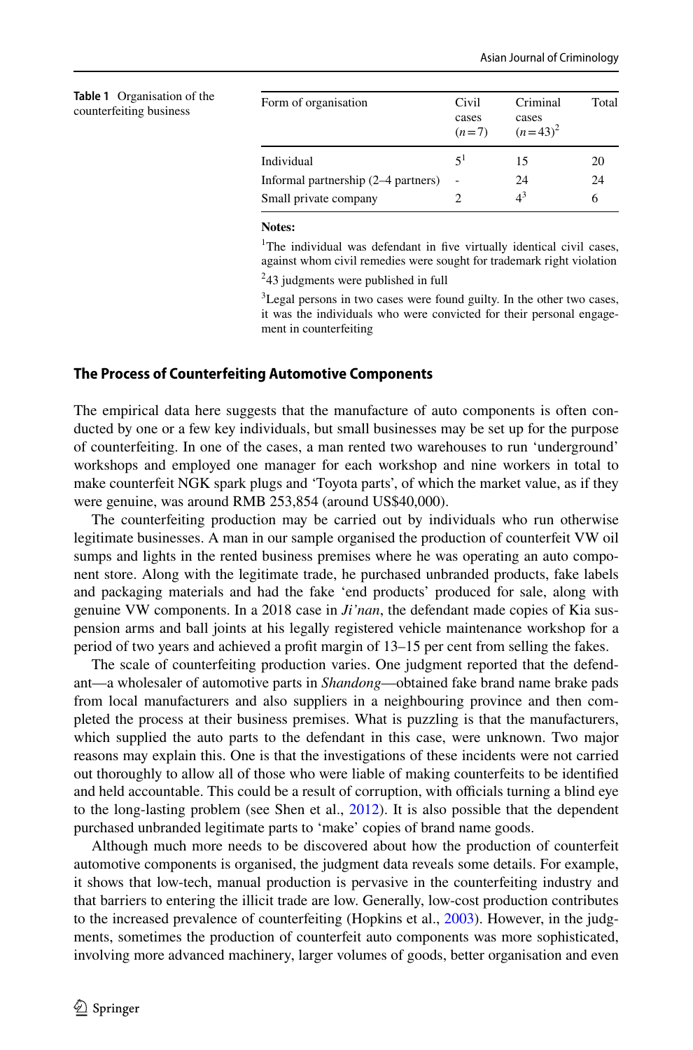**Table 1** Organisation of the counterfeiting business

| Form of organisation | Civil cases ($n=7$) | Criminal cases ($n=43$)[2] | Total |
|---|---|---|---|
| Individual | 5[1] | 15 | 20 |
| Informal partnership (2–4 partners) | - | 24 | 24 |
| Small private company | 2 | 4[3] | 6 |

**Notes:**

[1]The individual was defendant in five virtually identical civil cases, against whom civil remedies were sought for trademark right violation

[2]43 judgments were published in full

[3]Legal persons in two cases were found guilty. In the other two cases, it was the individuals who were convicted for their personal engagement in counterfeiting

### The Process of Counterfeiting Automotive Components

The empirical data here suggests that the manufacture of auto components is often conducted by one or a few key individuals, but small businesses may be set up for the purpose of counterfeiting. In one of the cases, a man rented two warehouses to run 'underground' workshops and employed one manager for each workshop and nine workers in total to make counterfeit NGK spark plugs and 'Toyota parts', of which the market value, as if they were genuine, was around RMB 253,854 (around US$40,000).

The counterfeiting production may be carried out by individuals who run otherwise legitimate businesses. A man in our sample organised the production of counterfeit VW oil sumps and lights in the rented business premises where he was operating an auto component store. Along with the legitimate trade, he purchased unbranded products, fake labels and packaging materials and had the fake 'end products' produced for sale, along with genuine VW components. In a 2018 case in *Ji'nan*, the defendant made copies of Kia suspension arms and ball joints at his legally registered vehicle maintenance workshop for a period of two years and achieved a profit margin of 13–15 per cent from selling the fakes.

The scale of counterfeiting production varies. One judgment reported that the defendant—a wholesaler of automotive parts in *Shandong*—obtained fake brand name brake pads from local manufacturers and also suppliers in a neighbouring province and then completed the process at their business premises. What is puzzling is that the manufacturers, which supplied the auto parts to the defendant in this case, were unknown. Two major reasons may explain this. One is that the investigations of these incidents were not carried out thoroughly to allow all of those who were liable of making counterfeits to be identified and held accountable. This could be a result of corruption, with officials turning a blind eye to the long-lasting problem (see Shen et al., 2012). It is also possible that the dependent purchased unbranded legitimate parts to 'make' copies of brand name goods.

Although much more needs to be discovered about how the production of counterfeit automotive components is organised, the judgment data reveals some details. For example, it shows that low-tech, manual production is pervasive in the counterfeiting industry and that barriers to entering the illicit trade are low. Generally, low-cost production contributes to the increased prevalence of counterfeiting (Hopkins et al., 2003). However, in the judgments, sometimes the production of counterfeit auto components was more sophisticated, involving more advanced machinery, larger volumes of goods, better organisation and even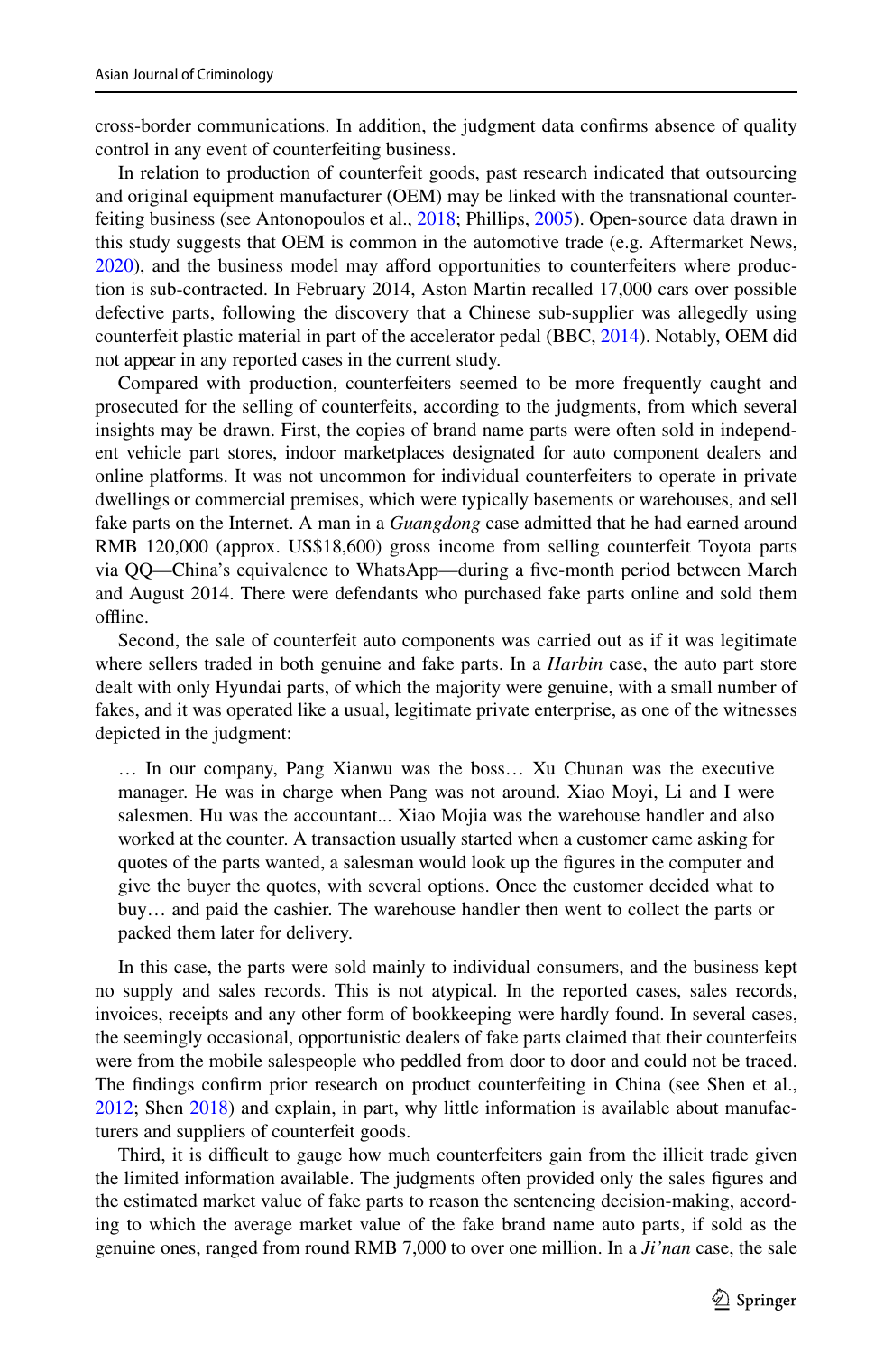cross-border communications. In addition, the judgment data confirms absence of quality control in any event of counterfeiting business.

In relation to production of counterfeit goods, past research indicated that outsourcing and original equipment manufacturer (OEM) may be linked with the transnational counterfeiting business (see Antonopoulos et al., 2018; Phillips, 2005). Open-source data drawn in this study suggests that OEM is common in the automotive trade (e.g. Aftermarket News, 2020), and the business model may afford opportunities to counterfeiters where production is sub-contracted. In February 2014, Aston Martin recalled 17,000 cars over possible defective parts, following the discovery that a Chinese sub-supplier was allegedly using counterfeit plastic material in part of the accelerator pedal (BBC, 2014). Notably, OEM did not appear in any reported cases in the current study.

Compared with production, counterfeiters seemed to be more frequently caught and prosecuted for the selling of counterfeits, according to the judgments, from which several insights may be drawn. First, the copies of brand name parts were often sold in independent vehicle part stores, indoor marketplaces designated for auto component dealers and online platforms. It was not uncommon for individual counterfeiters to operate in private dwellings or commercial premises, which were typically basements or warehouses, and sell fake parts on the Internet. A man in a *Guangdong* case admitted that he had earned around RMB 120,000 (approx. US$18,600) gross income from selling counterfeit Toyota parts via QQ—China's equivalence to WhatsApp—during a five-month period between March and August 2014. There were defendants who purchased fake parts online and sold them offline.

Second, the sale of counterfeit auto components was carried out as if it was legitimate where sellers traded in both genuine and fake parts. In a *Harbin* case, the auto part store dealt with only Hyundai parts, of which the majority were genuine, with a small number of fakes, and it was operated like a usual, legitimate private enterprise, as one of the witnesses depicted in the judgment:

> … In our company, Pang Xianwu was the boss… Xu Chunan was the executive manager. He was in charge when Pang was not around. Xiao Moyi, Li and I were salesmen. Hu was the accountant... Xiao Mojia was the warehouse handler and also worked at the counter. A transaction usually started when a customer came asking for quotes of the parts wanted, a salesman would look up the figures in the computer and give the buyer the quotes, with several options. Once the customer decided what to buy… and paid the cashier. The warehouse handler then went to collect the parts or packed them later for delivery.

In this case, the parts were sold mainly to individual consumers, and the business kept no supply and sales records. This is not atypical. In the reported cases, sales records, invoices, receipts and any other form of bookkeeping were hardly found. In several cases, the seemingly occasional, opportunistic dealers of fake parts claimed that their counterfeits were from the mobile salespeople who peddled from door to door and could not be traced. The findings confirm prior research on product counterfeiting in China (see Shen et al., 2012; Shen 2018) and explain, in part, why little information is available about manufacturers and suppliers of counterfeit goods.

Third, it is difficult to gauge how much counterfeiters gain from the illicit trade given the limited information available. The judgments often provided only the sales figures and the estimated market value of fake parts to reason the sentencing decision-making, according to which the average market value of the fake brand name auto parts, if sold as the genuine ones, ranged from round RMB 7,000 to over one million. In a *Ji'nan* case, the sale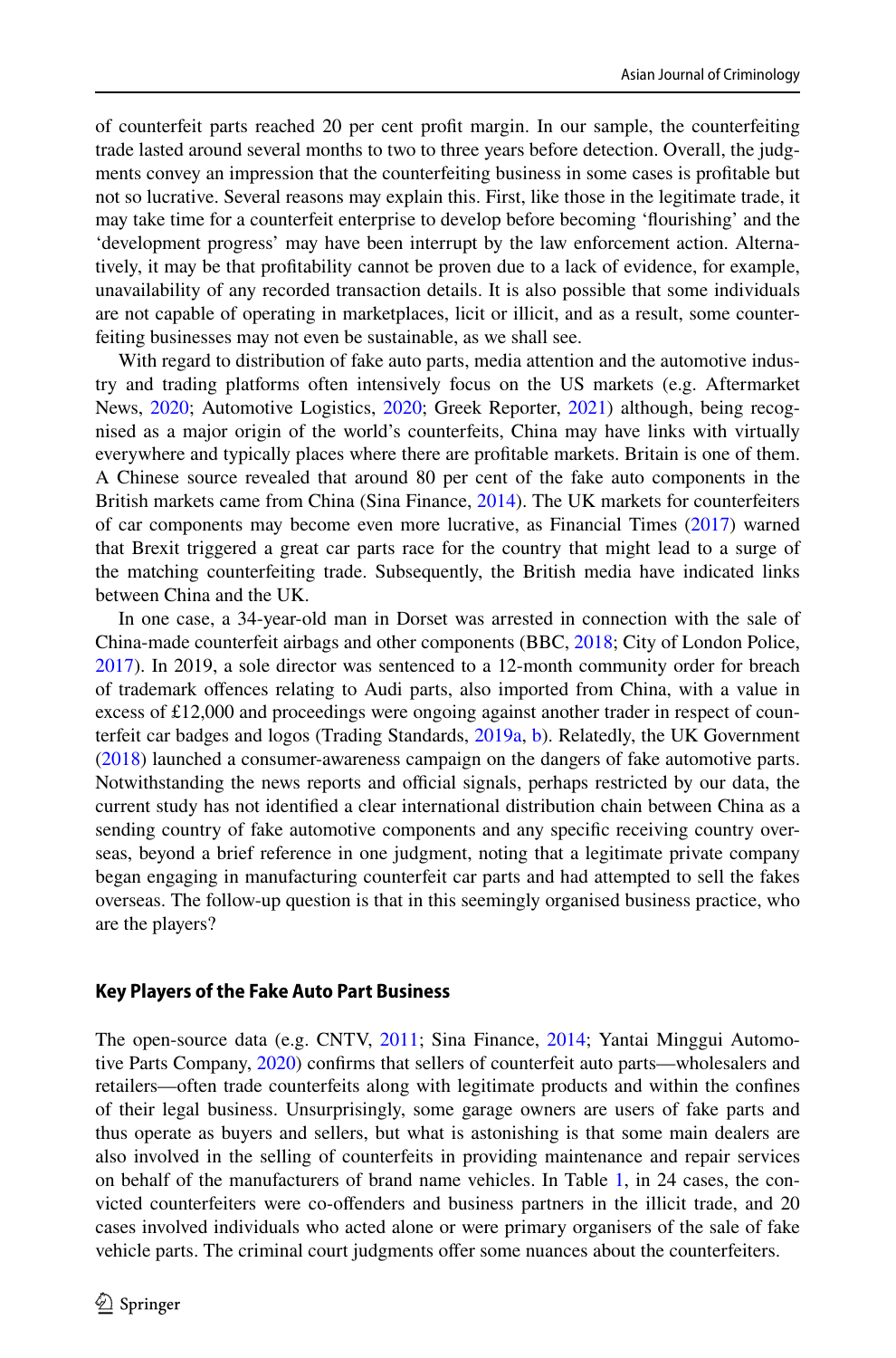of counterfeit parts reached 20 per cent profit margin. In our sample, the counterfeiting trade lasted around several months to two to three years before detection. Overall, the judgments convey an impression that the counterfeiting business in some cases is profitable but not so lucrative. Several reasons may explain this. First, like those in the legitimate trade, it may take time for a counterfeit enterprise to develop before becoming 'flourishing' and the 'development progress' may have been interrupt by the law enforcement action. Alternatively, it may be that profitability cannot be proven due to a lack of evidence, for example, unavailability of any recorded transaction details. It is also possible that some individuals are not capable of operating in marketplaces, licit or illicit, and as a result, some counterfeiting businesses may not even be sustainable, as we shall see.

With regard to distribution of fake auto parts, media attention and the automotive industry and trading platforms often intensively focus on the US markets (e.g. Aftermarket News, 2020; Automotive Logistics, 2020; Greek Reporter, 2021) although, being recognised as a major origin of the world's counterfeits, China may have links with virtually everywhere and typically places where there are profitable markets. Britain is one of them. A Chinese source revealed that around 80 per cent of the fake auto components in the British markets came from China (Sina Finance, 2014). The UK markets for counterfeiters of car components may become even more lucrative, as Financial Times (2017) warned that Brexit triggered a great car parts race for the country that might lead to a surge of the matching counterfeiting trade. Subsequently, the British media have indicated links between China and the UK.

In one case, a 34-year-old man in Dorset was arrested in connection with the sale of China-made counterfeit airbags and other components (BBC, 2018; City of London Police, 2017). In 2019, a sole director was sentenced to a 12-month community order for breach of trademark offences relating to Audi parts, also imported from China, with a value in excess of £12,000 and proceedings were ongoing against another trader in respect of counterfeit car badges and logos (Trading Standards, 2019a, b). Relatedly, the UK Government (2018) launched a consumer-awareness campaign on the dangers of fake automotive parts. Notwithstanding the news reports and official signals, perhaps restricted by our data, the current study has not identified a clear international distribution chain between China as a sending country of fake automotive components and any specific receiving country overseas, beyond a brief reference in one judgment, noting that a legitimate private company began engaging in manufacturing counterfeit car parts and had attempted to sell the fakes overseas. The follow-up question is that in this seemingly organised business practice, who are the players?

### Key Players of the Fake Auto Part Business

The open-source data (e.g. CNTV, 2011; Sina Finance, 2014; Yantai Minggui Automotive Parts Company, 2020) confirms that sellers of counterfeit auto parts—wholesalers and retailers—often trade counterfeits along with legitimate products and within the confines of their legal business. Unsurprisingly, some garage owners are users of fake parts and thus operate as buyers and sellers, but what is astonishing is that some main dealers are also involved in the selling of counterfeits in providing maintenance and repair services on behalf of the manufacturers of brand name vehicles. In Table 1, in 24 cases, the convicted counterfeiters were co-offenders and business partners in the illicit trade, and 20 cases involved individuals who acted alone or were primary organisers of the sale of fake vehicle parts. The criminal court judgments offer some nuances about the counterfeiters.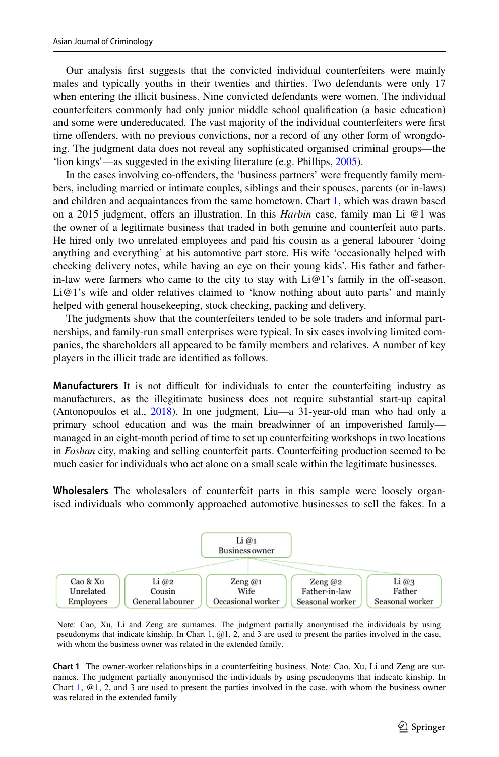Our analysis first suggests that the convicted individual counterfeiters were mainly males and typically youths in their twenties and thirties. Two defendants were only 17 when entering the illicit business. Nine convicted defendants were women. The individual counterfeiters commonly had only junior middle school qualification (a basic education) and some were undereducated. The vast majority of the individual counterfeiters were first time offenders, with no previous convictions, nor a record of any other form of wrongdoing. The judgment data does not reveal any sophisticated organised criminal groups—the 'lion kings'—as suggested in the existing literature (e.g. Phillips, 2005).

In the cases involving co-offenders, the 'business partners' were frequently family members, including married or intimate couples, siblings and their spouses, parents (or in-laws) and children and acquaintances from the same hometown. Chart 1, which was drawn based on a 2015 judgment, offers an illustration. In this *Harbin* case, family man Li @1 was the owner of a legitimate business that traded in both genuine and counterfeit auto parts. He hired only two unrelated employees and paid his cousin as a general labourer 'doing anything and everything' at his automotive part store. His wife 'occasionally helped with checking delivery notes, while having an eye on their young kids'. His father and father-in-law were farmers who came to the city to stay with Li@1's family in the off-season. Li@1's wife and older relatives claimed to 'know nothing about auto parts' and mainly helped with general housekeeping, stock checking, packing and delivery.

The judgments show that the counterfeiters tended to be sole traders and informal partnerships, and family-run small enterprises were typical. In six cases involving limited companies, the shareholders all appeared to be family members and relatives. A number of key players in the illicit trade are identified as follows.

**Manufacturers** It is not difficult for individuals to enter the counterfeiting industry as manufacturers, as the illegitimate business does not require substantial start-up capital (Antonopoulos et al., 2018). In one judgment, Liu—a 31-year-old man who had only a primary school education and was the main breadwinner of an impoverished family—managed in an eight-month period of time to set up counterfeiting workshops in two locations in *Foshan* city, making and selling counterfeit parts. Counterfeiting production seemed to be much easier for individuals who act alone on a small scale within the legitimate businesses.

**Wholesalers** The wholesalers of counterfeit parts in this sample were loosely organised individuals who commonly approached automotive businesses to sell the fakes. In a

Li @1
Business owner

- Cao & Xu — Unrelated Employees
- Li @2 — Cousin — General labourer
- Zeng @1 — Wife — Occasional worker
- Zeng @2 — Father-in-law — Seasonal worker
- Li @3 — Father — Seasonal worker

Note: Cao, Xu, Li and Zeng are surnames. The judgment partially anonymised the individuals by using pseudonyms that indicate kinship. In Chart 1, @1, 2, and 3 are used to present the parties involved in the case, with whom the business owner was related in the extended family.

**Chart 1** The owner-worker relationships in a counterfeiting business. Note: Cao, Xu, Li and Zeng are surnames. The judgment partially anonymised the individuals by using pseudonyms that indicate kinship. In Chart 1, @1, 2, and 3 are used to present the parties involved in the case, with whom the business owner was related in the extended family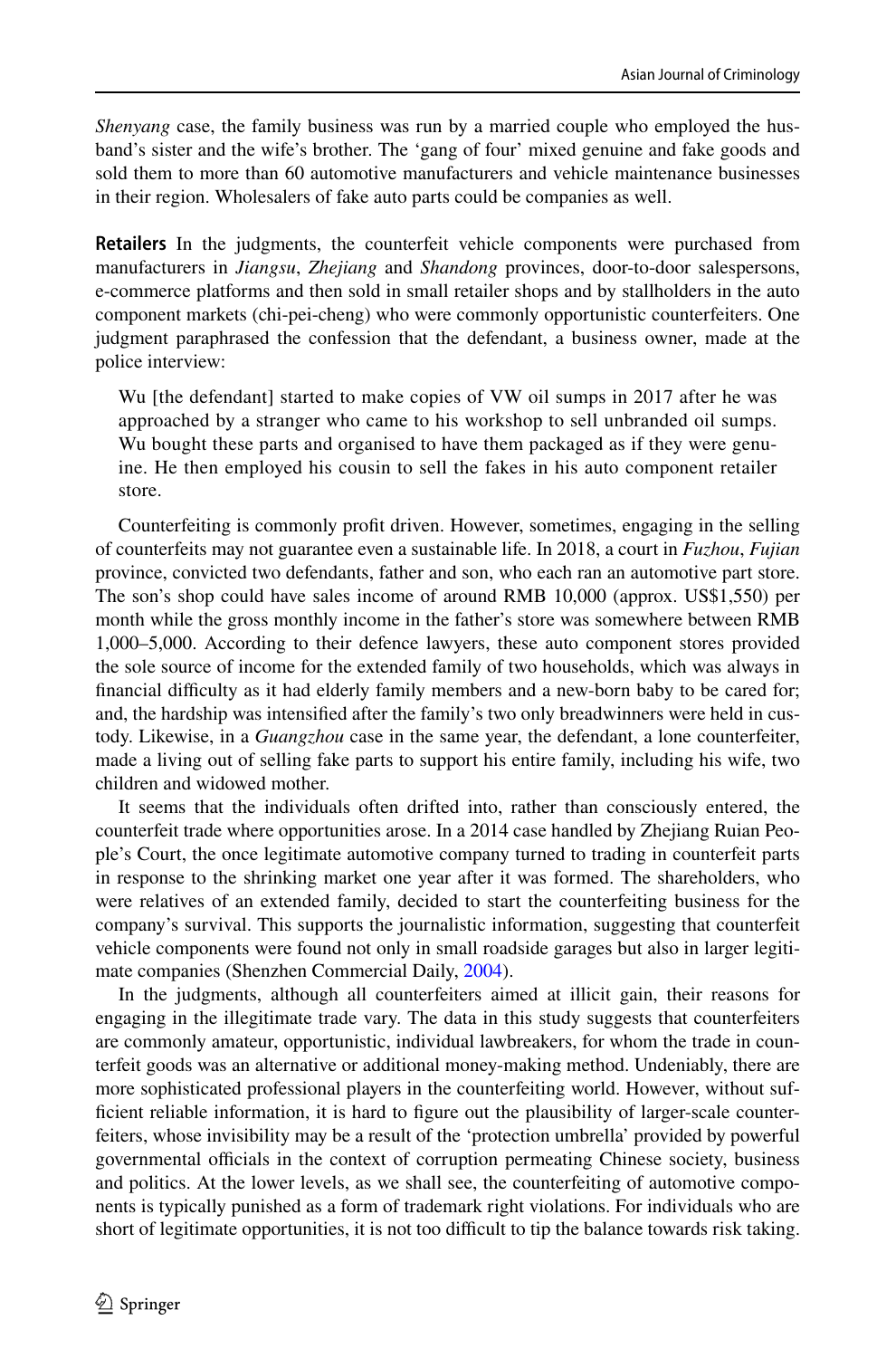*Shenyang* case, the family business was run by a married couple who employed the husband's sister and the wife's brother. The 'gang of four' mixed genuine and fake goods and sold them to more than 60 automotive manufacturers and vehicle maintenance businesses in their region. Wholesalers of fake auto parts could be companies as well.

**Retailers** In the judgments, the counterfeit vehicle components were purchased from manufacturers in *Jiangsu*, *Zhejiang* and *Shandong* provinces, door-to-door salespersons, e-commerce platforms and then sold in small retailer shops and by stallholders in the auto component markets (chi-pei-cheng) who were commonly opportunistic counterfeiters. One judgment paraphrased the confession that the defendant, a business owner, made at the police interview:

> Wu [the defendant] started to make copies of VW oil sumps in 2017 after he was approached by a stranger who came to his workshop to sell unbranded oil sumps. Wu bought these parts and organised to have them packaged as if they were genuine. He then employed his cousin to sell the fakes in his auto component retailer store.

Counterfeiting is commonly profit driven. However, sometimes, engaging in the selling of counterfeits may not guarantee even a sustainable life. In 2018, a court in *Fuzhou*, *Fujian* province, convicted two defendants, father and son, who each ran an automotive part store. The son's shop could have sales income of around RMB 10,000 (approx. US$1,550) per month while the gross monthly income in the father's store was somewhere between RMB 1,000–5,000. According to their defence lawyers, these auto component stores provided the sole source of income for the extended family of two households, which was always in financial difficulty as it had elderly family members and a new-born baby to be cared for; and, the hardship was intensified after the family's two only breadwinners were held in custody. Likewise, in a *Guangzhou* case in the same year, the defendant, a lone counterfeiter, made a living out of selling fake parts to support his entire family, including his wife, two children and widowed mother.

It seems that the individuals often drifted into, rather than consciously entered, the counterfeit trade where opportunities arose. In a 2014 case handled by Zhejiang Ruian People's Court, the once legitimate automotive company turned to trading in counterfeit parts in response to the shrinking market one year after it was formed. The shareholders, who were relatives of an extended family, decided to start the counterfeiting business for the company's survival. This supports the journalistic information, suggesting that counterfeit vehicle components were found not only in small roadside garages but also in larger legitimate companies (Shenzhen Commercial Daily, 2004).

In the judgments, although all counterfeiters aimed at illicit gain, their reasons for engaging in the illegitimate trade vary. The data in this study suggests that counterfeiters are commonly amateur, opportunistic, individual lawbreakers, for whom the trade in counterfeit goods was an alternative or additional money-making method. Undeniably, there are more sophisticated professional players in the counterfeiting world. However, without sufficient reliable information, it is hard to figure out the plausibility of larger-scale counterfeiters, whose invisibility may be a result of the 'protection umbrella' provided by powerful governmental officials in the context of corruption permeating Chinese society, business and politics. At the lower levels, as we shall see, the counterfeiting of automotive components is typically punished as a form of trademark right violations. For individuals who are short of legitimate opportunities, it is not too difficult to tip the balance towards risk taking.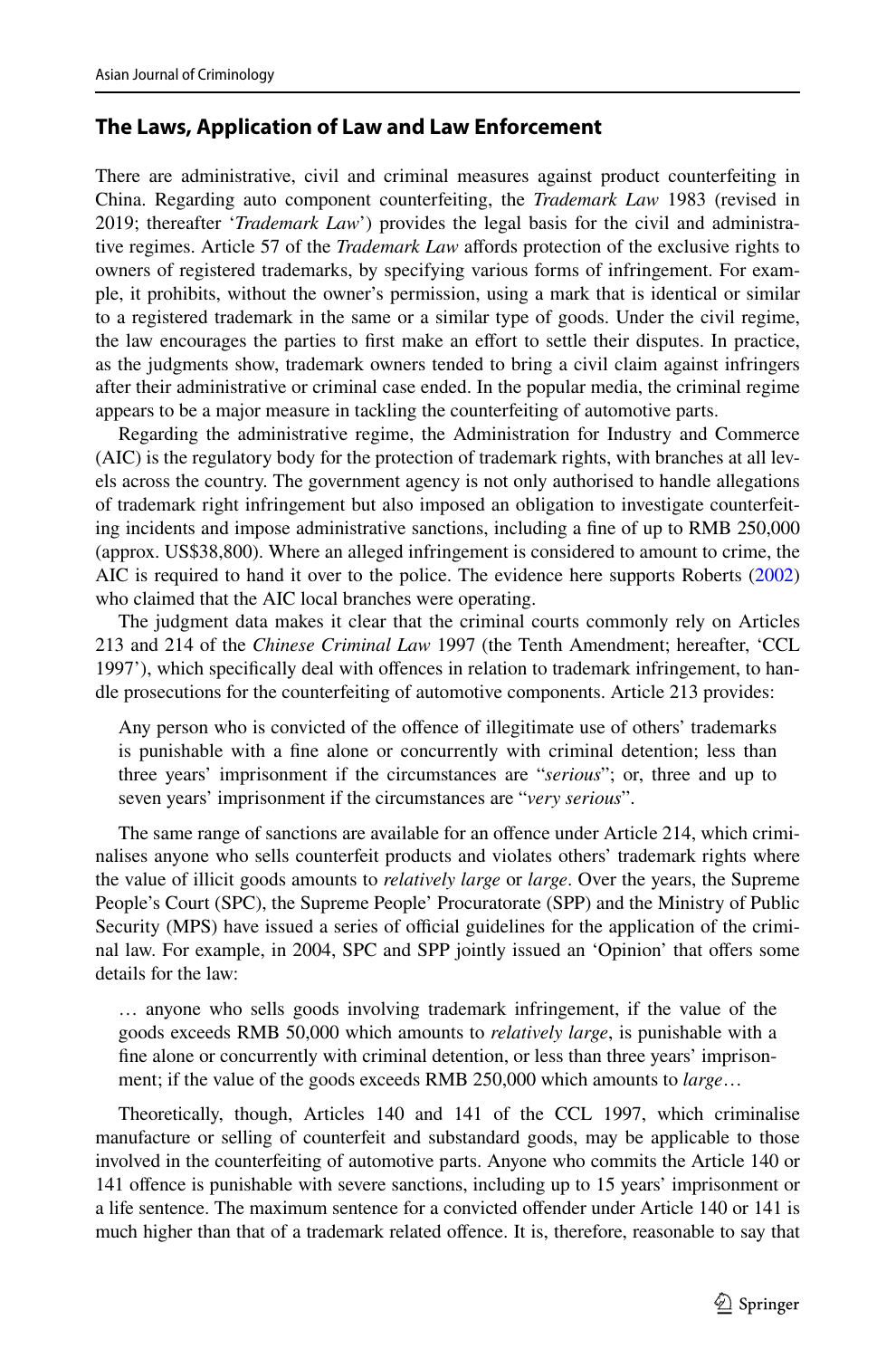## The Laws, Application of Law and Law Enforcement

There are administrative, civil and criminal measures against product counterfeiting in China. Regarding auto component counterfeiting, the *Trademark Law* 1983 (revised in 2019; thereafter '*Trademark Law*') provides the legal basis for the civil and administrative regimes. Article 57 of the *Trademark Law* affords protection of the exclusive rights to owners of registered trademarks, by specifying various forms of infringement. For example, it prohibits, without the owner's permission, using a mark that is identical or similar to a registered trademark in the same or a similar type of goods. Under the civil regime, the law encourages the parties to first make an effort to settle their disputes. In practice, as the judgments show, trademark owners tended to bring a civil claim against infringers after their administrative or criminal case ended. In the popular media, the criminal regime appears to be a major measure in tackling the counterfeiting of automotive parts.

Regarding the administrative regime, the Administration for Industry and Commerce (AIC) is the regulatory body for the protection of trademark rights, with branches at all levels across the country. The government agency is not only authorised to handle allegations of trademark right infringement but also imposed an obligation to investigate counterfeiting incidents and impose administrative sanctions, including a fine of up to RMB 250,000 (approx. US$38,800). Where an alleged infringement is considered to amount to crime, the AIC is required to hand it over to the police. The evidence here supports Roberts (2002) who claimed that the AIC local branches were operating.

The judgment data makes it clear that the criminal courts commonly rely on Articles 213 and 214 of the *Chinese Criminal Law* 1997 (the Tenth Amendment; hereafter, 'CCL 1997'), which specifically deal with offences in relation to trademark infringement, to handle prosecutions for the counterfeiting of automotive components. Article 213 provides:

> Any person who is convicted of the offence of illegitimate use of others' trademarks is punishable with a fine alone or concurrently with criminal detention; less than three years' imprisonment if the circumstances are "*serious*"; or, three and up to seven years' imprisonment if the circumstances are "*very serious*".

The same range of sanctions are available for an offence under Article 214, which criminalises anyone who sells counterfeit products and violates others' trademark rights where the value of illicit goods amounts to *relatively large* or *large*. Over the years, the Supreme People's Court (SPC), the Supreme People' Procuratorate (SPP) and the Ministry of Public Security (MPS) have issued a series of official guidelines for the application of the criminal law. For example, in 2004, SPC and SPP jointly issued an 'Opinion' that offers some details for the law:

> … anyone who sells goods involving trademark infringement, if the value of the goods exceeds RMB 50,000 which amounts to *relatively large*, is punishable with a fine alone or concurrently with criminal detention, or less than three years' imprisonment; if the value of the goods exceeds RMB 250,000 which amounts to *large*…

Theoretically, though, Articles 140 and 141 of the CCL 1997, which criminalise manufacture or selling of counterfeit and substandard goods, may be applicable to those involved in the counterfeiting of automotive parts. Anyone who commits the Article 140 or 141 offence is punishable with severe sanctions, including up to 15 years' imprisonment or a life sentence. The maximum sentence for a convicted offender under Article 140 or 141 is much higher than that of a trademark related offence. It is, therefore, reasonable to say that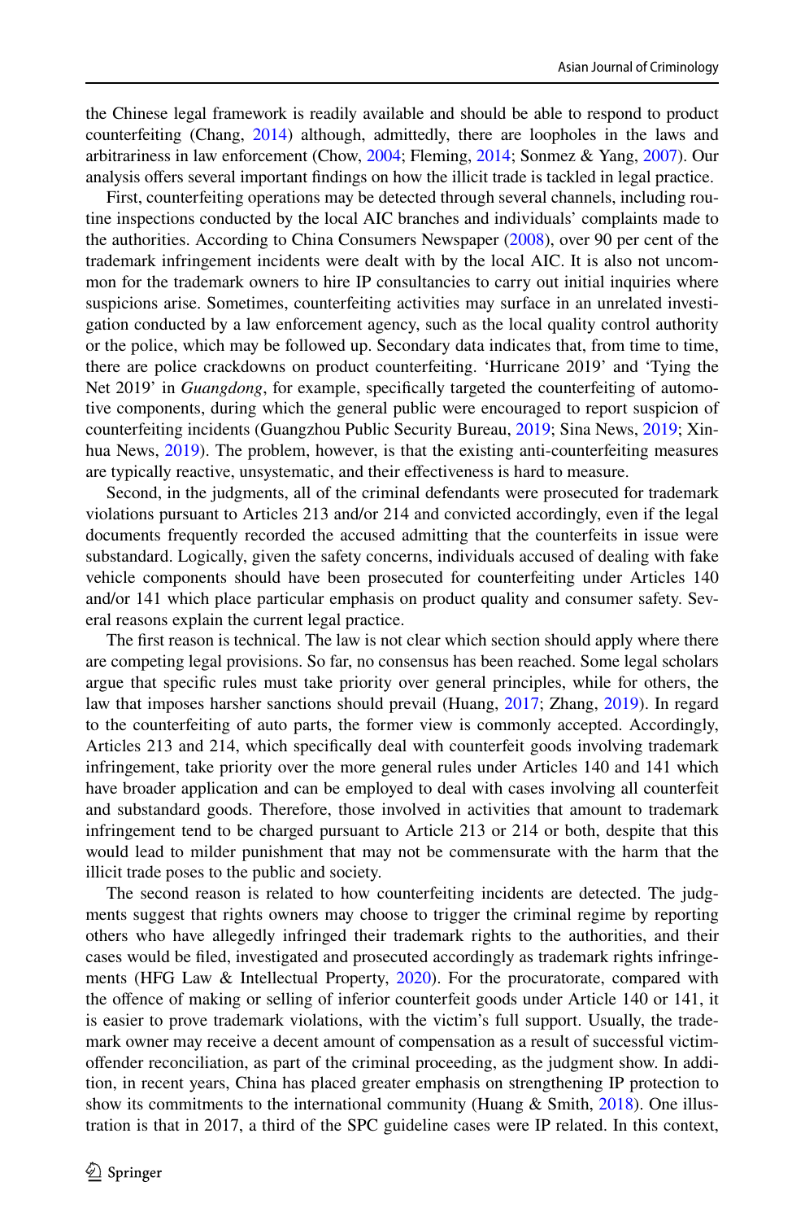the Chinese legal framework is readily available and should be able to respond to product counterfeiting (Chang, 2014) although, admittedly, there are loopholes in the laws and arbitrariness in law enforcement (Chow, 2004; Fleming, 2014; Sonmez & Yang, 2007). Our analysis offers several important findings on how the illicit trade is tackled in legal practice.

First, counterfeiting operations may be detected through several channels, including routine inspections conducted by the local AIC branches and individuals' complaints made to the authorities. According to China Consumers Newspaper (2008), over 90 per cent of the trademark infringement incidents were dealt with by the local AIC. It is also not uncommon for the trademark owners to hire IP consultancies to carry out initial inquiries where suspicions arise. Sometimes, counterfeiting activities may surface in an unrelated investigation conducted by a law enforcement agency, such as the local quality control authority or the police, which may be followed up. Secondary data indicates that, from time to time, there are police crackdowns on product counterfeiting. 'Hurricane 2019' and 'Tying the Net 2019' in *Guangdong*, for example, specifically targeted the counterfeiting of automotive components, during which the general public were encouraged to report suspicion of counterfeiting incidents (Guangzhou Public Security Bureau, 2019; Sina News, 2019; Xinhua News, 2019). The problem, however, is that the existing anti-counterfeiting measures are typically reactive, unsystematic, and their effectiveness is hard to measure.

Second, in the judgments, all of the criminal defendants were prosecuted for trademark violations pursuant to Articles 213 and/or 214 and convicted accordingly, even if the legal documents frequently recorded the accused admitting that the counterfeits in issue were substandard. Logically, given the safety concerns, individuals accused of dealing with fake vehicle components should have been prosecuted for counterfeiting under Articles 140 and/or 141 which place particular emphasis on product quality and consumer safety. Several reasons explain the current legal practice.

The first reason is technical. The law is not clear which section should apply where there are competing legal provisions. So far, no consensus has been reached. Some legal scholars argue that specific rules must take priority over general principles, while for others, the law that imposes harsher sanctions should prevail (Huang, 2017; Zhang, 2019). In regard to the counterfeiting of auto parts, the former view is commonly accepted. Accordingly, Articles 213 and 214, which specifically deal with counterfeit goods involving trademark infringement, take priority over the more general rules under Articles 140 and 141 which have broader application and can be employed to deal with cases involving all counterfeit and substandard goods. Therefore, those involved in activities that amount to trademark infringement tend to be charged pursuant to Article 213 or 214 or both, despite that this would lead to milder punishment that may not be commensurate with the harm that the illicit trade poses to the public and society.

The second reason is related to how counterfeiting incidents are detected. The judgments suggest that rights owners may choose to trigger the criminal regime by reporting others who have allegedly infringed their trademark rights to the authorities, and their cases would be filed, investigated and prosecuted accordingly as trademark rights infringements (HFG Law & Intellectual Property, 2020). For the procuratorate, compared with the offence of making or selling of inferior counterfeit goods under Article 140 or 141, it is easier to prove trademark violations, with the victim's full support. Usually, the trademark owner may receive a decent amount of compensation as a result of successful victim-offender reconciliation, as part of the criminal proceeding, as the judgment show. In addition, in recent years, China has placed greater emphasis on strengthening IP protection to show its commitments to the international community (Huang & Smith, 2018). One illustration is that in 2017, a third of the SPC guideline cases were IP related. In this context,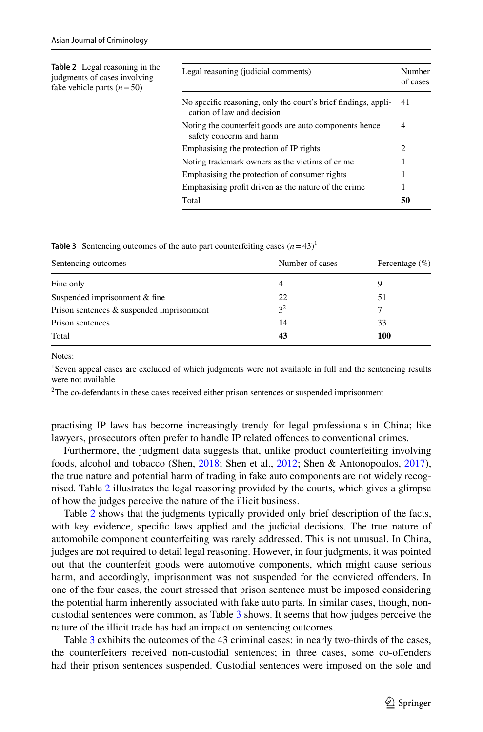**Table 2** Legal reasoning in the judgments of cases involving fake vehicle parts ($n = 50$)

| Legal reasoning (judicial comments) | Number of cases |
|---|---|
| No specific reasoning, only the court's brief findings, application of law and decision | 41 |
| Noting the counterfeit goods are auto components hence safety concerns and harm | 4 |
| Emphasising the protection of IP rights | 2 |
| Noting trademark owners as the victims of crime | 1 |
| Emphasising the protection of consumer rights | 1 |
| Emphasising profit driven as the nature of the crime | 1 |
| Total | **50** |

**Table 3** Sentencing outcomes of the auto part counterfeiting cases ($n = 43$)[1]

| Sentencing outcomes | Number of cases | Percentage (%) |
|---|---|---|
| Fine only | 4 | 9 |
| Suspended imprisonment & fine | 22 | 51 |
| Prison sentences & suspended imprisonment | 3[2] | 7 |
| Prison sentences | 14 | 33 |
| Total | **43** | **100** |

Notes:

[1]Seven appeal cases are excluded of which judgments were not available in full and the sentencing results were not available

[2]The co-defendants in these cases received either prison sentences or suspended imprisonment

practising IP laws has become increasingly trendy for legal professionals in China; like lawyers, prosecutors often prefer to handle IP related offences to conventional crimes.

Furthermore, the judgment data suggests that, unlike product counterfeiting involving foods, alcohol and tobacco (Shen, 2018; Shen et al., 2012; Shen & Antonopoulos, 2017), the true nature and potential harm of trading in fake auto components are not widely recognised. Table 2 illustrates the legal reasoning provided by the courts, which gives a glimpse of how the judges perceive the nature of the illicit business.

Table 2 shows that the judgments typically provided only brief description of the facts, with key evidence, specific laws applied and the judicial decisions. The true nature of automobile component counterfeiting was rarely addressed. This is not unusual. In China, judges are not required to detail legal reasoning. However, in four judgments, it was pointed out that the counterfeit goods were automotive components, which might cause serious harm, and accordingly, imprisonment was not suspended for the convicted offenders. In one of the four cases, the court stressed that prison sentence must be imposed considering the potential harm inherently associated with fake auto parts. In similar cases, though, non-custodial sentences were common, as Table 3 shows. It seems that how judges perceive the nature of the illicit trade has had an impact on sentencing outcomes.

Table 3 exhibits the outcomes of the 43 criminal cases: in nearly two-thirds of the cases, the counterfeiters received non-custodial sentences; in three cases, some co-offenders had their prison sentences suspended. Custodial sentences were imposed on the sole and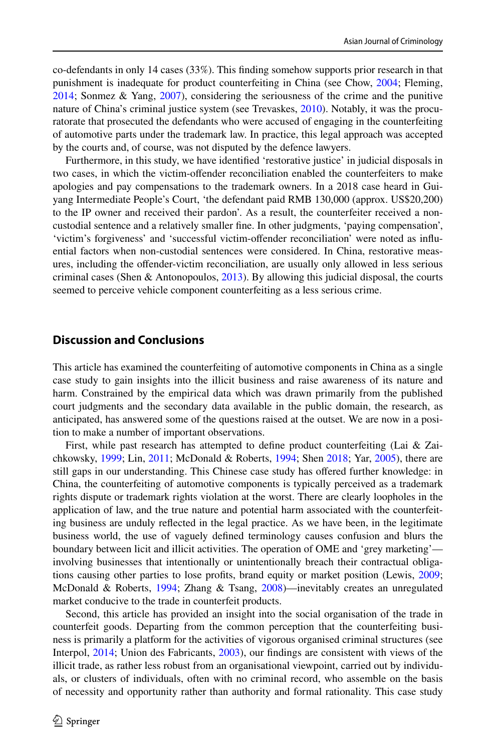co-defendants in only 14 cases (33%). This finding somehow supports prior research in that punishment is inadequate for product counterfeiting in China (see Chow, 2004; Fleming, 2014; Sonmez & Yang, 2007), considering the seriousness of the crime and the punitive nature of China's criminal justice system (see Trevaskes, 2010). Notably, it was the procuratorate that prosecuted the defendants who were accused of engaging in the counterfeiting of automotive parts under the trademark law. In practice, this legal approach was accepted by the courts and, of course, was not disputed by the defence lawyers.

Furthermore, in this study, we have identified 'restorative justice' in judicial disposals in two cases, in which the victim-offender reconciliation enabled the counterfeiters to make apologies and pay compensations to the trademark owners. In a 2018 case heard in Guiyang Intermediate People's Court, 'the defendant paid RMB 130,000 (approx. US$20,200) to the IP owner and received their pardon'. As a result, the counterfeiter received a non-custodial sentence and a relatively smaller fine. In other judgments, 'paying compensation', 'victim's forgiveness' and 'successful victim-offender reconciliation' were noted as influential factors when non-custodial sentences were considered. In China, restorative measures, including the offender-victim reconciliation, are usually only allowed in less serious criminal cases (Shen & Antonopoulos, 2013). By allowing this judicial disposal, the courts seemed to perceive vehicle component counterfeiting as a less serious crime.

## Discussion and Conclusions

This article has examined the counterfeiting of automotive components in China as a single case study to gain insights into the illicit business and raise awareness of its nature and harm. Constrained by the empirical data which was drawn primarily from the published court judgments and the secondary data available in the public domain, the research, as anticipated, has answered some of the questions raised at the outset. We are now in a position to make a number of important observations.

First, while past research has attempted to define product counterfeiting (Lai & Zaichkowsky, 1999; Lin, 2011; McDonald & Roberts, 1994; Shen 2018; Yar, 2005), there are still gaps in our understanding. This Chinese case study has offered further knowledge: in China, the counterfeiting of automotive components is typically perceived as a trademark rights dispute or trademark rights violation at the worst. There are clearly loopholes in the application of law, and the true nature and potential harm associated with the counterfeiting business are unduly reflected in the legal practice. As we have been, in the legitimate business world, the use of vaguely defined terminology causes confusion and blurs the boundary between licit and illicit activities. The operation of OME and 'grey marketing'—involving businesses that intentionally or unintentionally breach their contractual obligations causing other parties to lose profits, brand equity or market position (Lewis, 2009; McDonald & Roberts, 1994; Zhang & Tsang, 2008)—inevitably creates an unregulated market conducive to the trade in counterfeit products.

Second, this article has provided an insight into the social organisation of the trade in counterfeit goods. Departing from the common perception that the counterfeiting business is primarily a platform for the activities of vigorous organised criminal structures (see Interpol, 2014; Union des Fabricants, 2003), our findings are consistent with views of the illicit trade, as rather less robust from an organisational viewpoint, carried out by individuals, or clusters of individuals, often with no criminal record, who assemble on the basis of necessity and opportunity rather than authority and formal rationality. This case study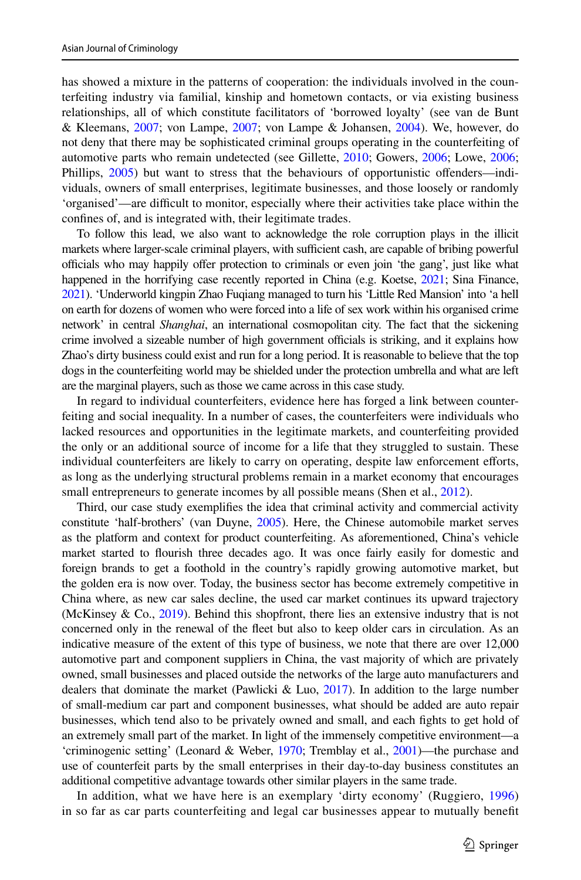has showed a mixture in the patterns of cooperation: the individuals involved in the counterfeiting industry via familial, kinship and hometown contacts, or via existing business relationships, all of which constitute facilitators of 'borrowed loyalty' (see van de Bunt & Kleemans, 2007; von Lampe, 2007; von Lampe & Johansen, 2004). We, however, do not deny that there may be sophisticated criminal groups operating in the counterfeiting of automotive parts who remain undetected (see Gillette, 2010; Gowers, 2006; Lowe, 2006; Phillips, 2005) but want to stress that the behaviours of opportunistic offenders—individuals, owners of small enterprises, legitimate businesses, and those loosely or randomly 'organised'—are difficult to monitor, especially where their activities take place within the confines of, and is integrated with, their legitimate trades.

To follow this lead, we also want to acknowledge the role corruption plays in the illicit markets where larger-scale criminal players, with sufficient cash, are capable of bribing powerful officials who may happily offer protection to criminals or even join 'the gang', just like what happened in the horrifying case recently reported in China (e.g. Koetse, 2021; Sina Finance, 2021). 'Underworld kingpin Zhao Fuqiang managed to turn his 'Little Red Mansion' into 'a hell on earth for dozens of women who were forced into a life of sex work within his organised crime network' in central *Shanghai*, an international cosmopolitan city. The fact that the sickening crime involved a sizeable number of high government officials is striking, and it explains how Zhao's dirty business could exist and run for a long period. It is reasonable to believe that the top dogs in the counterfeiting world may be shielded under the protection umbrella and what are left are the marginal players, such as those we came across in this case study.

In regard to individual counterfeiters, evidence here has forged a link between counterfeiting and social inequality. In a number of cases, the counterfeiters were individuals who lacked resources and opportunities in the legitimate markets, and counterfeiting provided the only or an additional source of income for a life that they struggled to sustain. These individual counterfeiters are likely to carry on operating, despite law enforcement efforts, as long as the underlying structural problems remain in a market economy that encourages small entrepreneurs to generate incomes by all possible means (Shen et al., 2012).

Third, our case study exemplifies the idea that criminal activity and commercial activity constitute 'half-brothers' (van Duyne, 2005). Here, the Chinese automobile market serves as the platform and context for product counterfeiting. As aforementioned, China's vehicle market started to flourish three decades ago. It was once fairly easily for domestic and foreign brands to get a foothold in the country's rapidly growing automotive market, but the golden era is now over. Today, the business sector has become extremely competitive in China where, as new car sales decline, the used car market continues its upward trajectory (McKinsey & Co., 2019). Behind this shopfront, there lies an extensive industry that is not concerned only in the renewal of the fleet but also to keep older cars in circulation. As an indicative measure of the extent of this type of business, we note that there are over 12,000 automotive part and component suppliers in China, the vast majority of which are privately owned, small businesses and placed outside the networks of the large auto manufacturers and dealers that dominate the market (Pawlicki & Luo, 2017). In addition to the large number of small-medium car part and component businesses, what should be added are auto repair businesses, which tend also to be privately owned and small, and each fights to get hold of an extremely small part of the market. In light of the immensely competitive environment—a 'criminogenic setting' (Leonard & Weber, 1970; Tremblay et al., 2001)—the purchase and use of counterfeit parts by the small enterprises in their day-to-day business constitutes an additional competitive advantage towards other similar players in the same trade.

In addition, what we have here is an exemplary 'dirty economy' (Ruggiero, 1996) in so far as car parts counterfeiting and legal car businesses appear to mutually benefit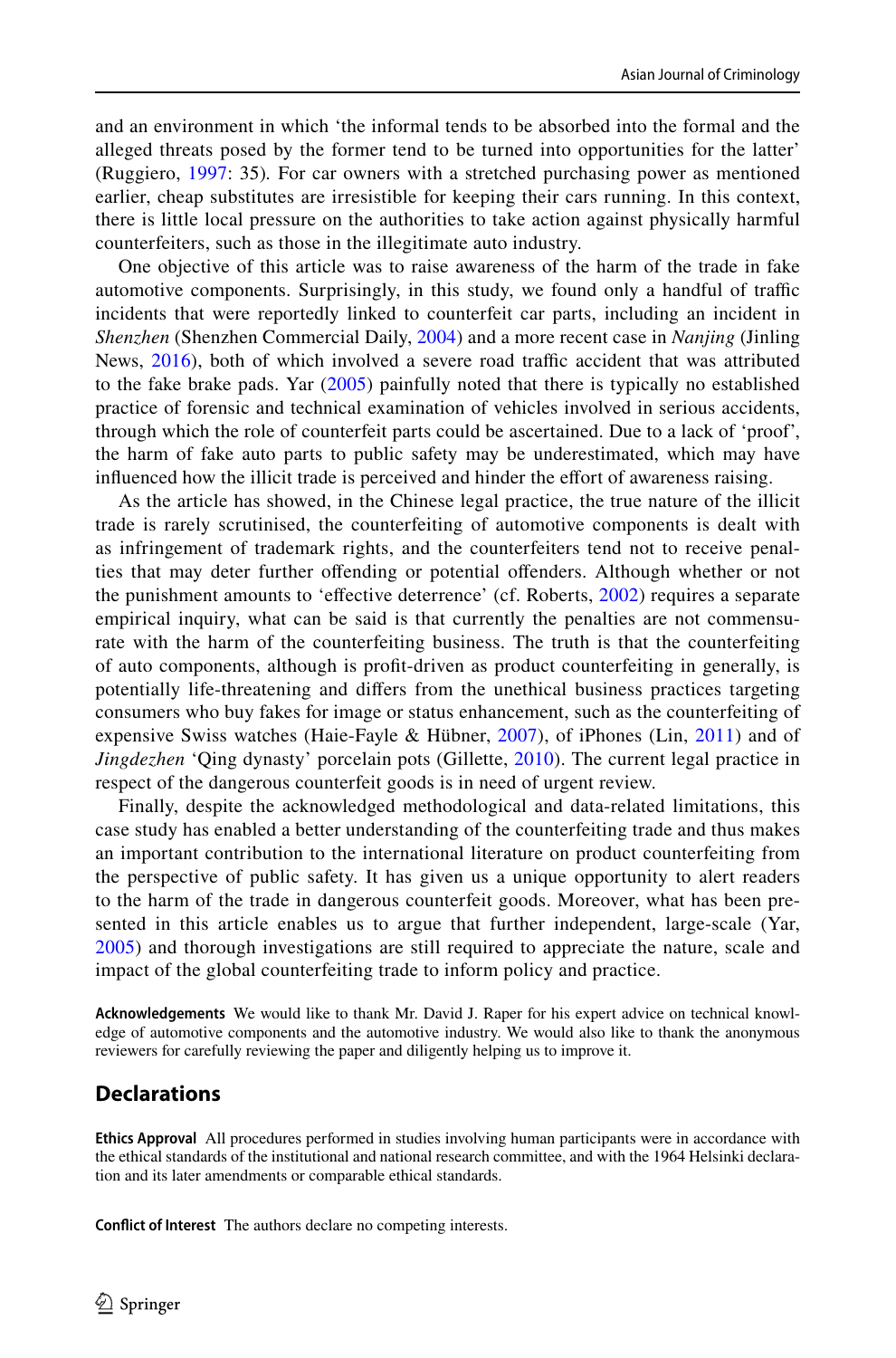and an environment in which 'the informal tends to be absorbed into the formal and the alleged threats posed by the former tend to be turned into opportunities for the latter' (Ruggiero, 1997: 35). For car owners with a stretched purchasing power as mentioned earlier, cheap substitutes are irresistible for keeping their cars running. In this context, there is little local pressure on the authorities to take action against physically harmful counterfeiters, such as those in the illegitimate auto industry.

One objective of this article was to raise awareness of the harm of the trade in fake automotive components. Surprisingly, in this study, we found only a handful of traffic incidents that were reportedly linked to counterfeit car parts, including an incident in *Shenzhen* (Shenzhen Commercial Daily, 2004) and a more recent case in *Nanjing* (Jinling News, 2016), both of which involved a severe road traffic accident that was attributed to the fake brake pads. Yar (2005) painfully noted that there is typically no established practice of forensic and technical examination of vehicles involved in serious accidents, through which the role of counterfeit parts could be ascertained. Due to a lack of 'proof', the harm of fake auto parts to public safety may be underestimated, which may have influenced how the illicit trade is perceived and hinder the effort of awareness raising.

As the article has showed, in the Chinese legal practice, the true nature of the illicit trade is rarely scrutinised, the counterfeiting of automotive components is dealt with as infringement of trademark rights, and the counterfeiters tend not to receive penalties that may deter further offending or potential offenders. Although whether or not the punishment amounts to 'effective deterrence' (cf. Roberts, 2002) requires a separate empirical inquiry, what can be said is that currently the penalties are not commensurate with the harm of the counterfeiting business. The truth is that the counterfeiting of auto components, although is profit-driven as product counterfeiting in generally, is potentially life-threatening and differs from the unethical business practices targeting consumers who buy fakes for image or status enhancement, such as the counterfeiting of expensive Swiss watches (Haie-Fayle & Hübner, 2007), of iPhones (Lin, 2011) and of *Jingdezhen* 'Qing dynasty' porcelain pots (Gillette, 2010). The current legal practice in respect of the dangerous counterfeit goods is in need of urgent review.

Finally, despite the acknowledged methodological and data-related limitations, this case study has enabled a better understanding of the counterfeiting trade and thus makes an important contribution to the international literature on product counterfeiting from the perspective of public safety. It has given us a unique opportunity to alert readers to the harm of the trade in dangerous counterfeit goods. Moreover, what has been presented in this article enables us to argue that further independent, large-scale (Yar, 2005) and thorough investigations are still required to appreciate the nature, scale and impact of the global counterfeiting trade to inform policy and practice.

**Acknowledgements** We would like to thank Mr. David J. Raper for his expert advice on technical knowledge of automotive components and the automotive industry. We would also like to thank the anonymous reviewers for carefully reviewing the paper and diligently helping us to improve it.

## Declarations

**Ethics Approval** All procedures performed in studies involving human participants were in accordance with the ethical standards of the institutional and national research committee, and with the 1964 Helsinki declaration and its later amendments or comparable ethical standards.

**Conflict of Interest** The authors declare no competing interests.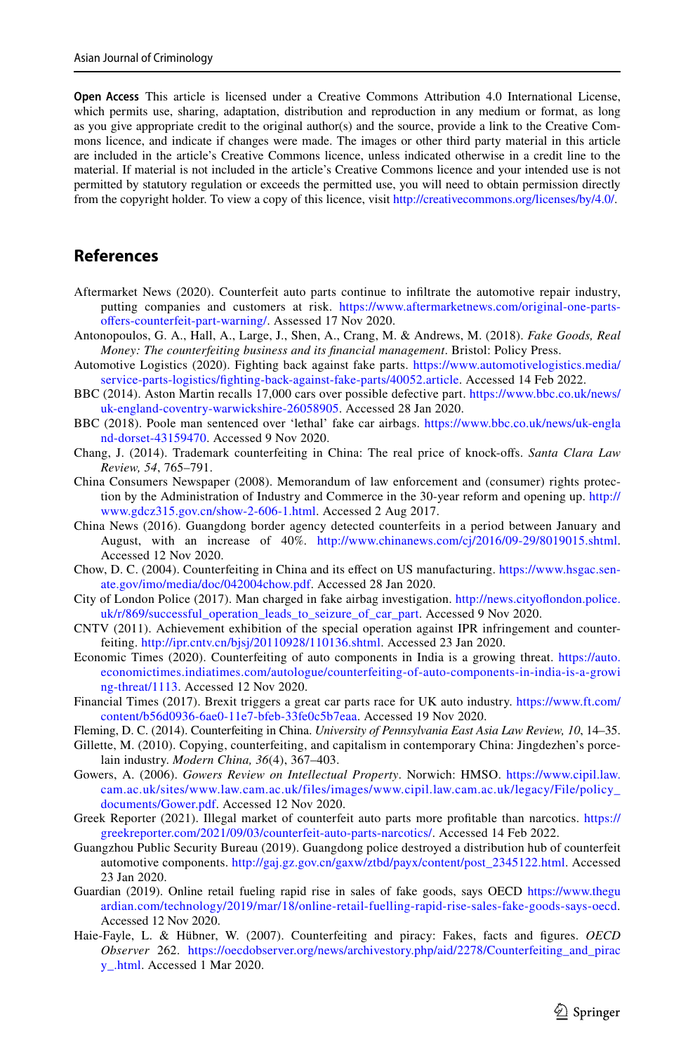**Open Access** This article is licensed under a Creative Commons Attribution 4.0 International License, which permits use, sharing, adaptation, distribution and reproduction in any medium or format, as long as you give appropriate credit to the original author(s) and the source, provide a link to the Creative Commons licence, and indicate if changes were made. The images or other third party material in this article are included in the article's Creative Commons licence, unless indicated otherwise in a credit line to the material. If material is not included in the article's Creative Commons licence and your intended use is not permitted by statutory regulation or exceeds the permitted use, you will need to obtain permission directly from the copyright holder. To view a copy of this licence, visit http://creativecommons.org/licenses/by/4.0/.

## References

Aftermarket News (2020). Counterfeit auto parts continue to infiltrate the automotive repair industry, putting companies and customers at risk. https://www.aftermarketnews.com/original-one-parts-offers-counterfeit-part-warning/. Assessed 17 Nov 2020.

Antonopoulos, G. A., Hall, A., Large, J., Shen, A., Crang, M. & Andrews, M. (2018). *Fake Goods, Real Money: The counterfeiting business and its financial management*. Bristol: Policy Press.

Automotive Logistics (2020). Fighting back against fake parts. https://www.automotivelogistics.media/service-parts-logistics/fighting-back-against-fake-parts/40052.article. Accessed 14 Feb 2022.

BBC (2014). Aston Martin recalls 17,000 cars over possible defective part. https://www.bbc.co.uk/news/uk-england-coventry-warwickshire-26058905. Accessed 28 Jan 2020.

BBC (2018). Poole man sentenced over 'lethal' fake car airbags. https://www.bbc.co.uk/news/uk-england-dorset-43159470. Accessed 9 Nov 2020.

Chang, J. (2014). Trademark counterfeiting in China: The real price of knock-offs. *Santa Clara Law Review, 54*, 765–791.

China Consumers Newspaper (2008). Memorandum of law enforcement and (consumer) rights protection by the Administration of Industry and Commerce in the 30-year reform and opening up. http://www.gdcz315.gov.cn/show-2-606-1.html. Accessed 2 Aug 2017.

China News (2016). Guangdong border agency detected counterfeits in a period between January and August, with an increase of 40%. http://www.chinanews.com/cj/2016/09-29/8019015.shtml. Accessed 12 Nov 2020.

Chow, D. C. (2004). Counterfeiting in China and its effect on US manufacturing. https://www.hsgac.senate.gov/imo/media/doc/042004chow.pdf. Accessed 28 Jan 2020.

City of London Police (2017). Man charged in fake airbag investigation. http://news.cityoflondon.police.uk/r/869/successful_operation_leads_to_seizure_of_car_part. Accessed 9 Nov 2020.

CNTV (2011). Achievement exhibition of the special operation against IPR infringement and counterfeiting. http://ipr.cntv.cn/bjsj/20110928/110136.shtml. Accessed 23 Jan 2020.

Economic Times (2020). Counterfeiting of auto components in India is a growing threat. https://auto.economictimes.indiatimes.com/autologue/counterfeiting-of-auto-components-in-india-is-a-growing-threat/1113. Accessed 12 Nov 2020.

Financial Times (2017). Brexit triggers a great car parts race for UK auto industry. https://www.ft.com/content/b56d0936-6ae0-11e7-bfeb-33fe0c5b7eaa. Accessed 19 Nov 2020.

Fleming, D. C. (2014). Counterfeiting in China. *University of Pennsylvania East Asia Law Review, 10*, 14–35.

Gillette, M. (2010). Copying, counterfeiting, and capitalism in contemporary China: Jingdezhen's porcelain industry. *Modern China, 36*(4), 367–403.

Gowers, A. (2006). *Gowers Review on Intellectual Property*. Norwich: HMSO. https://www.cipil.law.cam.ac.uk/sites/www.law.cam.ac.uk/files/images/www.cipil.law.cam.ac.uk/legacy/File/policy_documents/Gower.pdf. Accessed 12 Nov 2020.

Greek Reporter (2021). Illegal market of counterfeit auto parts more profitable than narcotics. https://greekreporter.com/2021/09/03/counterfeit-auto-parts-narcotics/. Accessed 14 Feb 2022.

Guangzhou Public Security Bureau (2019). Guangdong police destroyed a distribution hub of counterfeit automotive components. http://gaj.gz.gov.cn/gaxw/ztbd/payx/content/post_2345122.html. Accessed 23 Jan 2020.

Guardian (2019). Online retail fueling rapid rise in sales of fake goods, says OECD https://www.theguardian.com/technology/2019/mar/18/online-retail-fuelling-rapid-rise-sales-fake-goods-says-oecd. Accessed 12 Nov 2020.

Haie-Fayle, L. & Hübner, W. (2007). Counterfeiting and piracy: Fakes, facts and figures. *OECD Observer* 262. https://oecdobserver.org/news/archivestory.php/aid/2278/Counterfeiting_and_piracy_.html. Accessed 1 Mar 2020.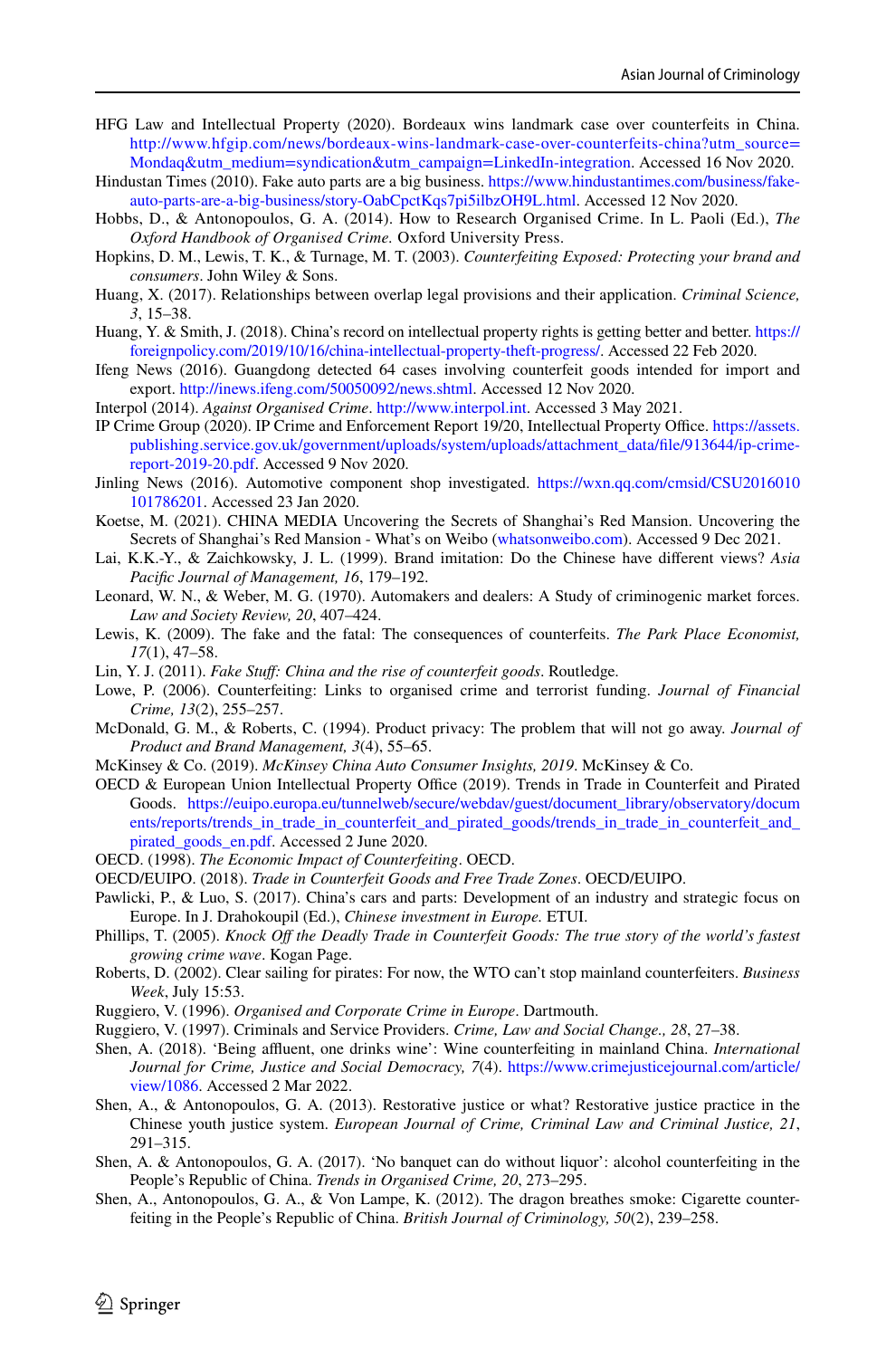HFG Law and Intellectual Property (2020). Bordeaux wins landmark case over counterfeits in China. http://www.hfgip.com/news/bordeaux-wins-landmark-case-over-counterfeits-china?utm_source=Mondaq&utm_medium=syndication&utm_campaign=LinkedIn-integration. Accessed 16 Nov 2020.

Hindustan Times (2010). Fake auto parts are a big business. https://www.hindustantimes.com/business/fake-auto-parts-are-a-big-business/story-OabCpctKqs7pi5ilbzOH9L.html. Accessed 12 Nov 2020.

Hobbs, D., & Antonopoulos, G. A. (2014). How to Research Organised Crime. In L. Paoli (Ed.), *The Oxford Handbook of Organised Crime*. Oxford University Press.

Hopkins, D. M., Lewis, T. K., & Turnage, M. T. (2003). *Counterfeiting Exposed: Protecting your brand and consumers*. John Wiley & Sons.

Huang, X. (2017). Relationships between overlap legal provisions and their application. *Criminal Science, 3*, 15–38.

Huang, Y. & Smith, J. (2018). China's record on intellectual property rights is getting better and better. https://foreignpolicy.com/2019/10/16/china-intellectual-property-theft-progress/. Accessed 22 Feb 2020.

Ifeng News (2016). Guangdong detected 64 cases involving counterfeit goods intended for import and export. http://inews.ifeng.com/50050092/news.shtml. Accessed 12 Nov 2020.

Interpol (2014). *Against Organised Crime*. http://www.interpol.int. Accessed 3 May 2021.

IP Crime Group (2020). IP Crime and Enforcement Report 19/20, Intellectual Property Office. https://assets.publishing.service.gov.uk/government/uploads/system/uploads/attachment_data/file/913644/ip-crime-report-2019-20.pdf. Accessed 9 Nov 2020.

Jinling News (2016). Automotive component shop investigated. https://wxn.qq.com/cmsid/CSU2016010101786201. Accessed 23 Jan 2020.

Koetse, M. (2021). CHINA MEDIA Uncovering the Secrets of Shanghai's Red Mansion. Uncovering the Secrets of Shanghai's Red Mansion - What's on Weibo (whatsonweibo.com). Accessed 9 Dec 2021.

Lai, K.K.-Y., & Zaichkowsky, J. L. (1999). Brand imitation: Do the Chinese have different views? *Asia Pacific Journal of Management, 16*, 179–192.

Leonard, W. N., & Weber, M. G. (1970). Automakers and dealers: A Study of criminogenic market forces. *Law and Society Review, 20*, 407–424.

Lewis, K. (2009). The fake and the fatal: The consequences of counterfeits. *The Park Place Economist, 17*(1), 47–58.

Lin, Y. J. (2011). *Fake Stuff: China and the rise of counterfeit goods*. Routledge.

Lowe, P. (2006). Counterfeiting: Links to organised crime and terrorist funding. *Journal of Financial Crime, 13*(2), 255–257.

McDonald, G. M., & Roberts, C. (1994). Product privacy: The problem that will not go away. *Journal of Product and Brand Management, 3*(4), 55–65.

McKinsey & Co. (2019). *McKinsey China Auto Consumer Insights, 2019*. McKinsey & Co.

OECD & European Union Intellectual Property Office (2019). Trends in Trade in Counterfeit and Pirated Goods. https://euipo.europa.eu/tunnelweb/secure/webdav/guest/document_library/observatory/documents/reports/trends_in_trade_in_counterfeit_and_pirated_goods/trends_in_trade_in_counterfeit_and_pirated_goods_en.pdf. Accessed 2 June 2020.

OECD. (1998). *The Economic Impact of Counterfeiting*. OECD.

OECD/EUIPO. (2018). *Trade in Counterfeit Goods and Free Trade Zones*. OECD/EUIPO.

Pawlicki, P., & Luo, S. (2017). China's cars and parts: Development of an industry and strategic focus on Europe. In J. Drahokoupil (Ed.), *Chinese investment in Europe*. ETUI.

Phillips, T. (2005). *Knock Off the Deadly Trade in Counterfeit Goods: The true story of the world's fastest growing crime wave*. Kogan Page.

Roberts, D. (2002). Clear sailing for pirates: For now, the WTO can't stop mainland counterfeiters. *Business Week*, July 15:53.

Ruggiero, V. (1996). *Organised and Corporate Crime in Europe*. Dartmouth.

Ruggiero, V. (1997). Criminals and Service Providers. *Crime, Law and Social Change., 28*, 27–38.

Shen, A. (2018). 'Being affluent, one drinks wine': Wine counterfeiting in mainland China. *International Journal for Crime, Justice and Social Democracy, 7*(4). https://www.crimejusticejournal.com/article/view/1086. Accessed 2 Mar 2022.

Shen, A., & Antonopoulos, G. A. (2013). Restorative justice or what? Restorative justice practice in the Chinese youth justice system. *European Journal of Crime, Criminal Law and Criminal Justice, 21*, 291–315.

Shen, A. & Antonopoulos, G. A. (2017). 'No banquet can do without liquor': alcohol counterfeiting in the People's Republic of China. *Trends in Organised Crime, 20*, 273–295.

Shen, A., Antonopoulos, G. A., & Von Lampe, K. (2012). The dragon breathes smoke: Cigarette counterfeiting in the People's Republic of China. *British Journal of Criminology, 50*(2), 239–258.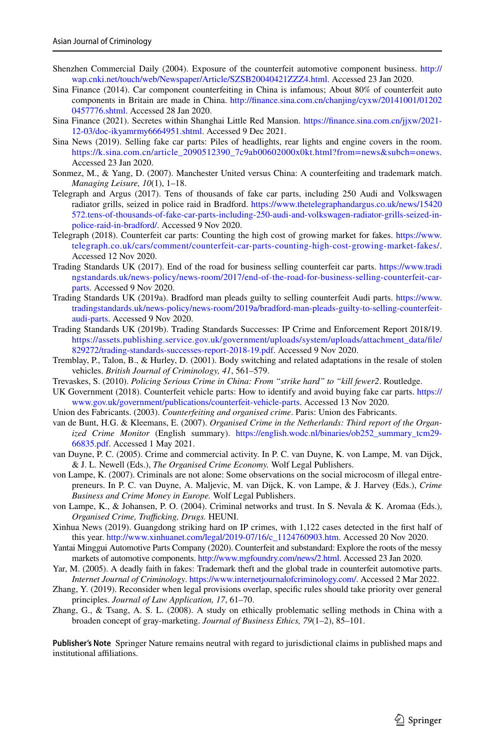Shenzhen Commercial Daily (2004). Exposure of the counterfeit automotive component business. http://wap.cnki.net/touch/web/Newspaper/Article/SZSB20040421ZZZ4.html. Accessed 23 Jan 2020.

Sina Finance (2014). Car component counterfeiting in China is infamous; About 80% of counterfeit auto components in Britain are made in China. http://finance.sina.com.cn/chanjing/cyxw/20141001/012020457776.shtml. Accessed 28 Jan 2020.

Sina Finance (2021). Secretes within Shanghai Little Red Mansion. https://finance.sina.com.cn/jjxw/2021-12-03/doc-ikyamrmy6664951.shtml. Accessed 9 Dec 2021.

Sina News (2019). Selling fake car parts: Piles of headlights, rear lights and engine covers in the room. https://k.sina.com.cn/article_2090512390_7c9ab00602000x0kt.html?from=news&subch=onews. Accessed 23 Jan 2020.

Sonmez, M., & Yang, D. (2007). Manchester United versus China: A counterfeiting and trademark match. *Managing Leisure, 10*(1), 1–18.

Telegraph and Argus (2017). Tens of thousands of fake car parts, including 250 Audi and Volkswagen radiator grills, seized in police raid in Bradford. https://www.thetelegraphandargus.co.uk/news/15420572.tens-of-thousands-of-fake-car-parts-including-250-audi-and-volkswagen-radiator-grills-seized-in-police-raid-in-bradford/. Accessed 9 Nov 2020.

Telegraph (2018). Counterfeit car parts: Counting the high cost of growing market for fakes. https://www.telegraph.co.uk/cars/comment/counterfeit-car-parts-counting-high-cost-growing-market-fakes/. Accessed 12 Nov 2020.

Trading Standards UK (2017). End of the road for business selling counterfeit car parts. https://www.tradingstandards.uk/news-policy/news-room/2017/end-of-the-road-for-business-selling-counterfeit-car-parts. Accessed 9 Nov 2020.

Trading Standards UK (2019a). Bradford man pleads guilty to selling counterfeit Audi parts. https://www.tradingstandards.uk/news-policy/news-room/2019a/bradford-man-pleads-guilty-to-selling-counterfeit-audi-parts. Accessed 9 Nov 2020.

Trading Standards UK (2019b). Trading Standards Successes: IP Crime and Enforcement Report 2018/19. https://assets.publishing.service.gov.uk/government/uploads/system/uploads/attachment_data/file/829272/trading-standards-successes-report-2018-19.pdf. Accessed 9 Nov 2020.

Tremblay, P., Talon, B., & Hurley, D. (2001). Body switching and related adaptations in the resale of stolen vehicles. *British Journal of Criminology, 41*, 561–579.

Trevaskes, S. (2010). *Policing Serious Crime in China: From "strike hard" to "kill fewer2*. Routledge.

UK Government (2018). Counterfeit vehicle parts: How to identify and avoid buying fake car parts. https://www.gov.uk/government/publications/counterfeit-vehicle-parts. Accessed 13 Nov 2020.

Union des Fabricants. (2003). *Counterfeiting and organised crime*. Paris: Union des Fabricants.

van de Bunt, H.G. & Kleemans, E. (2007). *Organised Crime in the Netherlands: Third report of the Organized Crime Monitor* (English summary). https://english.wodc.nl/binaries/ob252_summary_tcm29-66835.pdf. Accessed 1 May 2021.

van Duyne, P. C. (2005). Crime and commercial activity. In P. C. van Duyne, K. von Lampe, M. van Dijck, & J. L. Newell (Eds.), *The Organised Crime Economy.* Wolf Legal Publishers.

von Lampe, K. (2007). Criminals are not alone: Some observations on the social microcosm of illegal entrepreneurs. In P. C. van Duyne, A. Maljevic, M. van Dijck, K. von Lampe, & J. Harvey (Eds.), *Crime Business and Crime Money in Europe.* Wolf Legal Publishers.

von Lampe, K., & Johansen, P. O. (2004). Criminal networks and trust. In S. Nevala & K. Aromaa (Eds.), *Organised Crime, Trafficking, Drugs.* HEUNI.

Xinhua News (2019). Guangdong striking hard on IP crimes, with 1,122 cases detected in the first half of this year. http://www.xinhuanet.com/legal/2019-07/16/c_1124760903.htm. Accessed 20 Nov 2020.

Yantai Minggui Automotive Parts Company (2020). Counterfeit and substandard: Explore the roots of the messy markets of automotive components. http://www.mgfoundry.com/news/2.html. Accessed 23 Jan 2020.

Yar, M. (2005). A deadly faith in fakes: Trademark theft and the global trade in counterfeit automotive parts. *Internet Journal of Criminology*. https://www.internetjournalofcriminology.com/. Accessed 2 Mar 2022.

Zhang, Y. (2019). Reconsider when legal provisions overlap, specific rules should take priority over general principles. *Journal of Law Application, 17*, 61–70.

Zhang, G., & Tsang, A. S. L. (2008). A study on ethically problematic selling methods in China with a broaden concept of gray-marketing. *Journal of Business Ethics, 79*(1–2), 85–101.

**Publisher's Note** Springer Nature remains neutral with regard to jurisdictional claims in published maps and institutional affiliations.